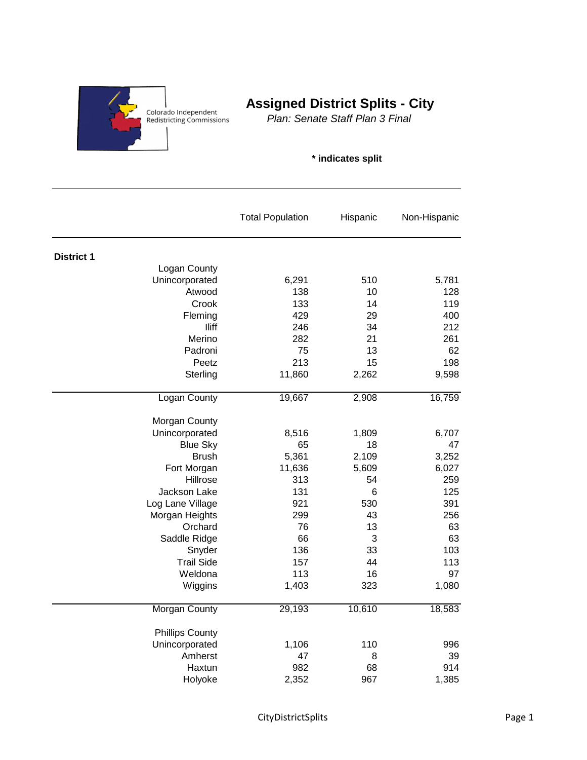Colorado Independent Redistricting Commissions

# Assigned District Splits - City

*Plan: Senate Staff Plan 3 Final*

**\* indicates split**

| | Total Population | Hispanic | Non-Hispanic |
|---|---|---|---|
| **District 1** | | | |
| Logan County | | | |
| Unincorporated | 6,291 | 510 | 5,781 |
| Atwood | 138 | 10 | 128 |
| Crook | 133 | 14 | 119 |
| Fleming | 429 | 29 | 400 |
| Iliff | 246 | 34 | 212 |
| Merino | 282 | 21 | 261 |
| Padroni | 75 | 13 | 62 |
| Peetz | 213 | 15 | 198 |
| Sterling | 11,860 | 2,262 | 9,598 |
| Logan County | 19,667 | 2,908 | 16,759 |
| Morgan County | | | |
| Unincorporated | 8,516 | 1,809 | 6,707 |
| Blue Sky | 65 | 18 | 47 |
| Brush | 5,361 | 2,109 | 3,252 |
| Fort Morgan | 11,636 | 5,609 | 6,027 |
| Hillrose | 313 | 54 | 259 |
| Jackson Lake | 131 | 6 | 125 |
| Log Lane Village | 921 | 530 | 391 |
| Morgan Heights | 299 | 43 | 256 |
| Orchard | 76 | 13 | 63 |
| Saddle Ridge | 66 | 3 | 63 |
| Snyder | 136 | 33 | 103 |
| Trail Side | 157 | 44 | 113 |
| Weldona | 113 | 16 | 97 |
| Wiggins | 1,403 | 323 | 1,080 |
| Morgan County | 29,193 | 10,610 | 18,583 |
| Phillips County | | | |
| Unincorporated | 1,106 | 110 | 996 |
| Amherst | 47 | 8 | 39 |
| Haxtun | 982 | 68 | 914 |
| Holyoke | 2,352 | 967 | 1,385 |

CityDistrictSplits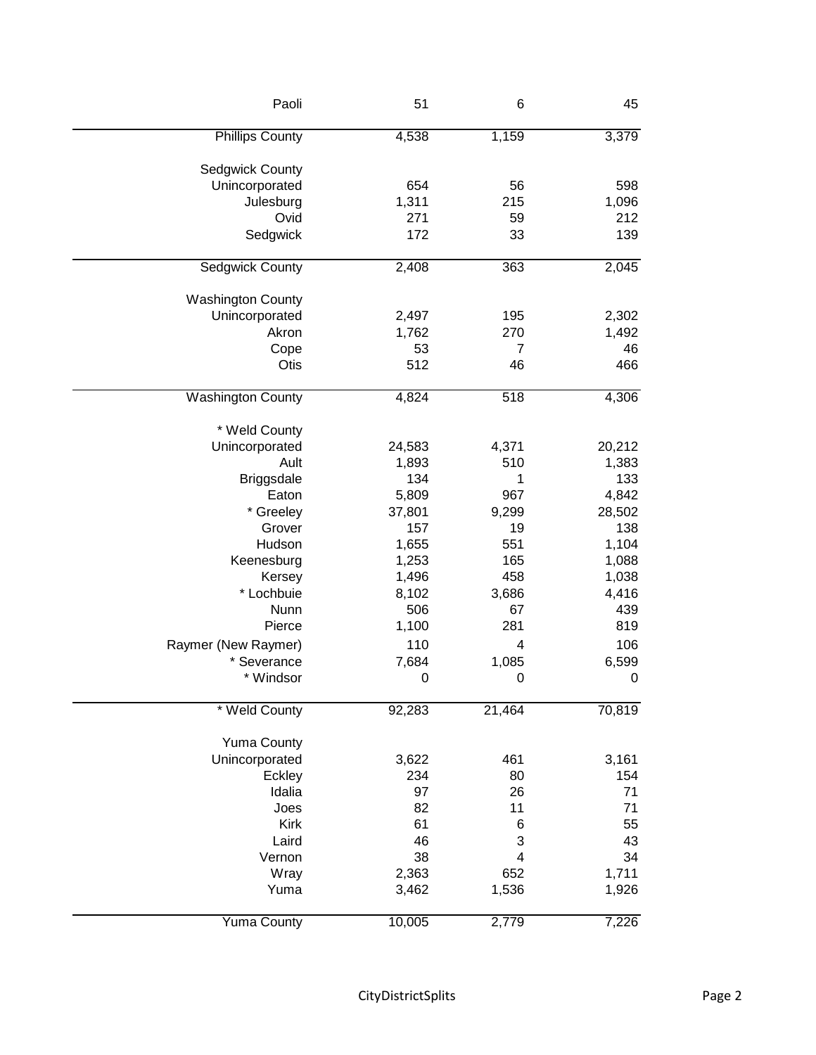| | | | |
|---|---|---|---|
| Paoli | 51 | 6 | 45 |
| Phillips County | 4,538 | 1,159 | 3,379 |
| Sedgwick County | | | |
| Unincorporated | 654 | 56 | 598 |
| Julesburg | 1,311 | 215 | 1,096 |
| Ovid | 271 | 59 | 212 |
| Sedgwick | 172 | 33 | 139 |
| Sedgwick County | 2,408 | 363 | 2,045 |
| Washington County | | | |
| Unincorporated | 2,497 | 195 | 2,302 |
| Akron | 1,762 | 270 | 1,492 |
| Cope | 53 | 7 | 46 |
| Otis | 512 | 46 | 466 |
| Washington County | 4,824 | 518 | 4,306 |
| * Weld County | | | |
| Unincorporated | 24,583 | 4,371 | 20,212 |
| Ault | 1,893 | 510 | 1,383 |
| Briggsdale | 134 | 1 | 133 |
| Eaton | 5,809 | 967 | 4,842 |
| * Greeley | 37,801 | 9,299 | 28,502 |
| Grover | 157 | 19 | 138 |
| Hudson | 1,655 | 551 | 1,104 |
| Keenesburg | 1,253 | 165 | 1,088 |
| Kersey | 1,496 | 458 | 1,038 |
| * Lochbuie | 8,102 | 3,686 | 4,416 |
| Nunn | 506 | 67 | 439 |
| Pierce | 1,100 | 281 | 819 |
| Raymer (New Raymer) | 110 | 4 | 106 |
| * Severance | 7,684 | 1,085 | 6,599 |
| * Windsor | 0 | 0 | 0 |
| * Weld County | 92,283 | 21,464 | 70,819 |
| Yuma County | | | |
| Unincorporated | 3,622 | 461 | 3,161 |
| Eckley | 234 | 80 | 154 |
| Idalia | 97 | 26 | 71 |
| Joes | 82 | 11 | 71 |
| Kirk | 61 | 6 | 55 |
| Laird | 46 | 3 | 43 |
| Vernon | 38 | 4 | 34 |
| Wray | 2,363 | 652 | 1,711 |
| Yuma | 3,462 | 1,536 | 1,926 |
| Yuma County | 10,005 | 2,779 | 7,226 |

CityDistrictSplits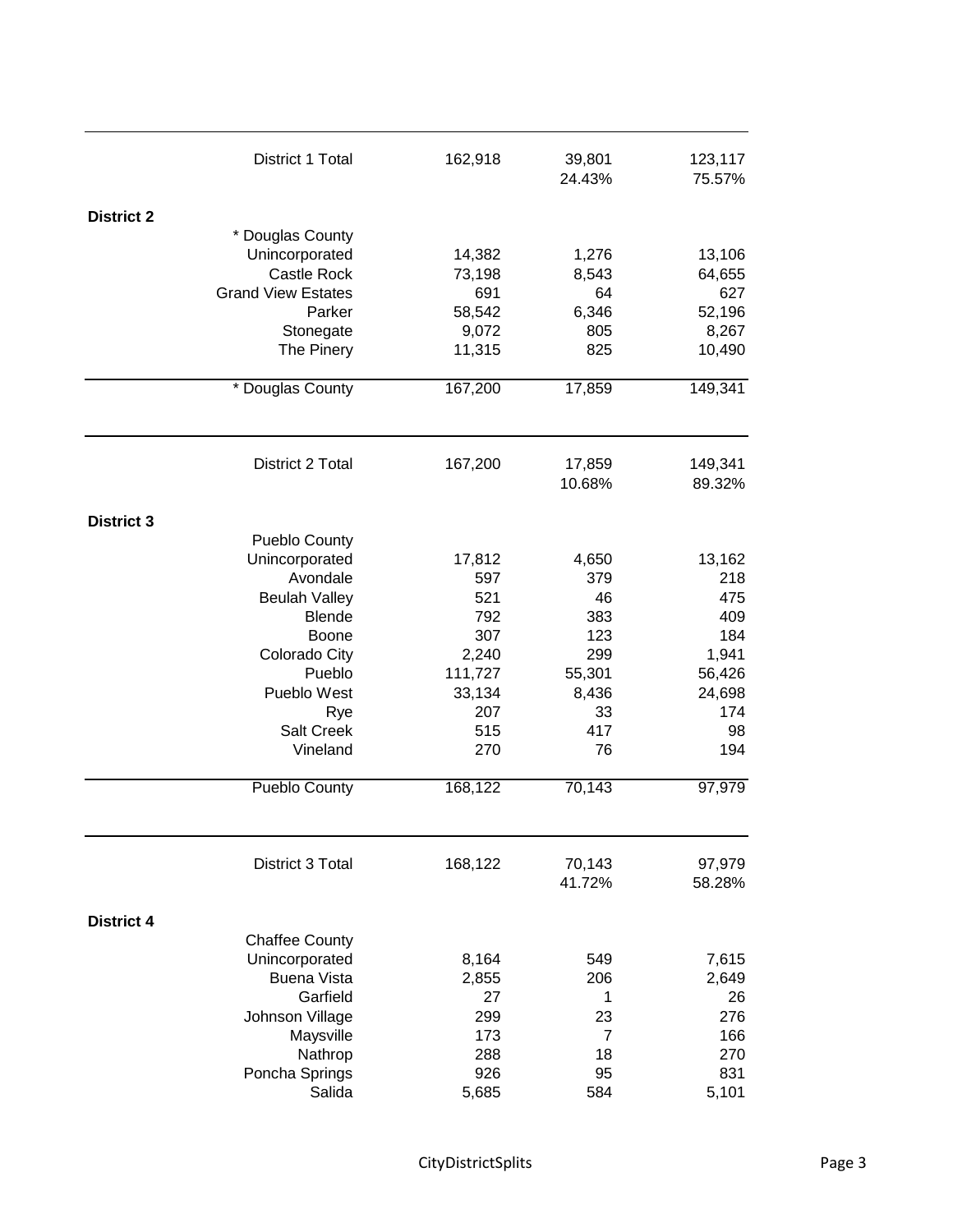| | | | |
|---|---|---|---|
| District 1 Total | 162,918 | 39,801<br>24.43% | 123,117<br>75.57% |
| **District 2** | | | |
| * Douglas County | | | |
| Unincorporated | 14,382 | 1,276 | 13,106 |
| Castle Rock | 73,198 | 8,543 | 64,655 |
| Grand View Estates | 691 | 64 | 627 |
| Parker | 58,542 | 6,346 | 52,196 |
| Stonegate | 9,072 | 805 | 8,267 |
| The Pinery | 11,315 | 825 | 10,490 |
| * Douglas County | 167,200 | 17,859 | 149,341 |
| District 2 Total | 167,200 | 17,859<br>10.68% | 149,341<br>89.32% |
| **District 3** | | | |
| Pueblo County | | | |
| Unincorporated | 17,812 | 4,650 | 13,162 |
| Avondale | 597 | 379 | 218 |
| Beulah Valley | 521 | 46 | 475 |
| Blende | 792 | 383 | 409 |
| Boone | 307 | 123 | 184 |
| Colorado City | 2,240 | 299 | 1,941 |
| Pueblo | 111,727 | 55,301 | 56,426 |
| Pueblo West | 33,134 | 8,436 | 24,698 |
| Rye | 207 | 33 | 174 |
| Salt Creek | 515 | 417 | 98 |
| Vineland | 270 | 76 | 194 |
| Pueblo County | 168,122 | 70,143 | 97,979 |
| District 3 Total | 168,122 | 70,143<br>41.72% | 97,979<br>58.28% |
| **District 4** | | | |
| Chaffee County | | | |
| Unincorporated | 8,164 | 549 | 7,615 |
| Buena Vista | 2,855 | 206 | 2,649 |
| Garfield | 27 | 1 | 26 |
| Johnson Village | 299 | 23 | 276 |
| Maysville | 173 | 7 | 166 |
| Nathrop | 288 | 18 | 270 |
| Poncha Springs | 926 | 95 | 831 |
| Salida | 5,685 | 584 | 5,101 |

CityDistrictSplits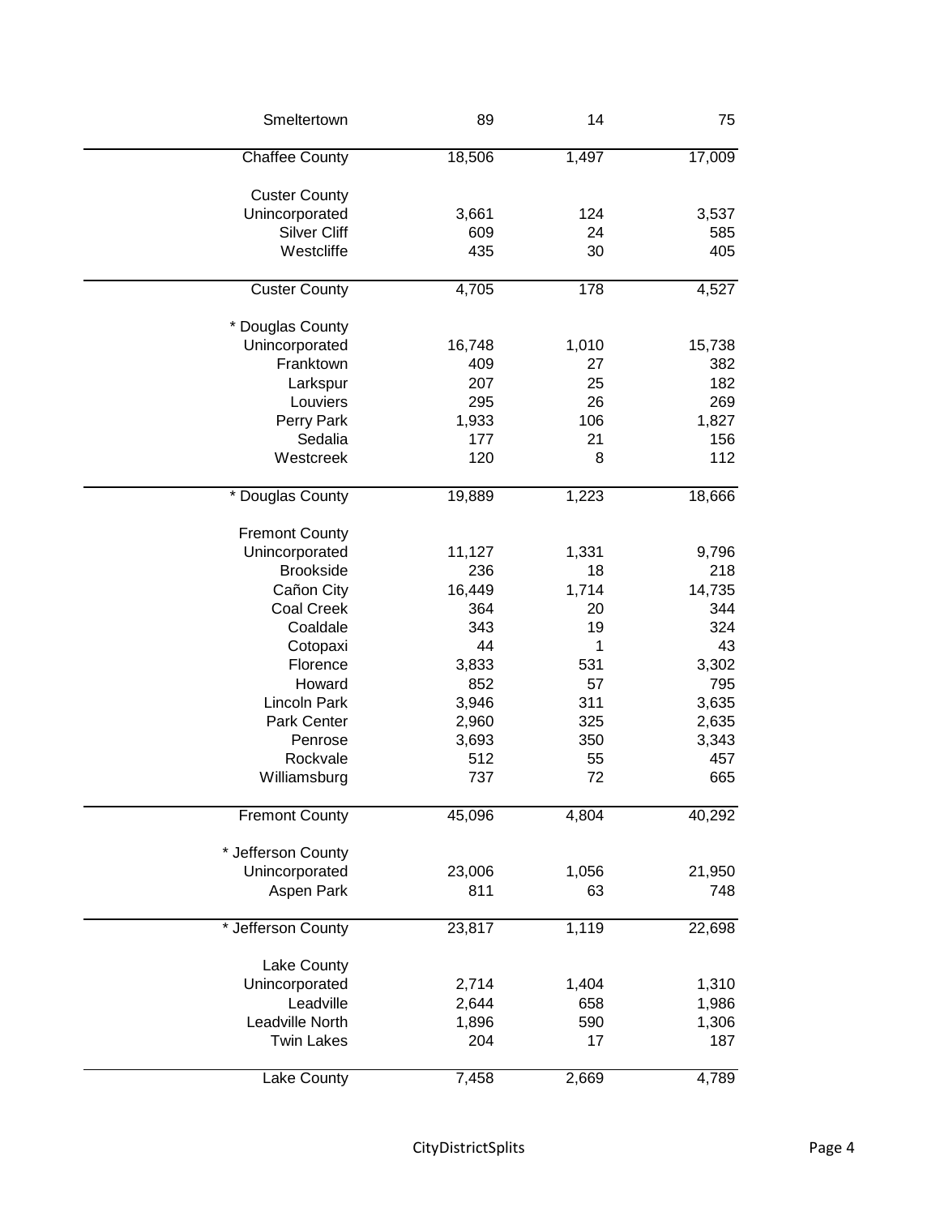| | | | |
|---|---|---|---|
| Smeltertown | 89 | 14 | 75 |
| Chaffee County | 18,506 | 1,497 | 17,009 |
| Custer County | | | |
| Unincorporated | 3,661 | 124 | 3,537 |
| Silver Cliff | 609 | 24 | 585 |
| Westcliffe | 435 | 30 | 405 |
| Custer County | 4,705 | 178 | 4,527 |
| * Douglas County | | | |
| Unincorporated | 16,748 | 1,010 | 15,738 |
| Franktown | 409 | 27 | 382 |
| Larkspur | 207 | 25 | 182 |
| Louviers | 295 | 26 | 269 |
| Perry Park | 1,933 | 106 | 1,827 |
| Sedalia | 177 | 21 | 156 |
| Westcreek | 120 | 8 | 112 |
| * Douglas County | 19,889 | 1,223 | 18,666 |
| Fremont County | | | |
| Unincorporated | 11,127 | 1,331 | 9,796 |
| Brookside | 236 | 18 | 218 |
| Cañon City | 16,449 | 1,714 | 14,735 |
| Coal Creek | 364 | 20 | 344 |
| Coaldale | 343 | 19 | 324 |
| Cotopaxi | 44 | 1 | 43 |
| Florence | 3,833 | 531 | 3,302 |
| Howard | 852 | 57 | 795 |
| Lincoln Park | 3,946 | 311 | 3,635 |
| Park Center | 2,960 | 325 | 2,635 |
| Penrose | 3,693 | 350 | 3,343 |
| Rockvale | 512 | 55 | 457 |
| Williamsburg | 737 | 72 | 665 |
| Fremont County | 45,096 | 4,804 | 40,292 |
| * Jefferson County | | | |
| Unincorporated | 23,006 | 1,056 | 21,950 |
| Aspen Park | 811 | 63 | 748 |
| * Jefferson County | 23,817 | 1,119 | 22,698 |
| Lake County | | | |
| Unincorporated | 2,714 | 1,404 | 1,310 |
| Leadville | 2,644 | 658 | 1,986 |
| Leadville North | 1,896 | 590 | 1,306 |
| Twin Lakes | 204 | 17 | 187 |
| Lake County | 7,458 | 2,669 | 4,789 |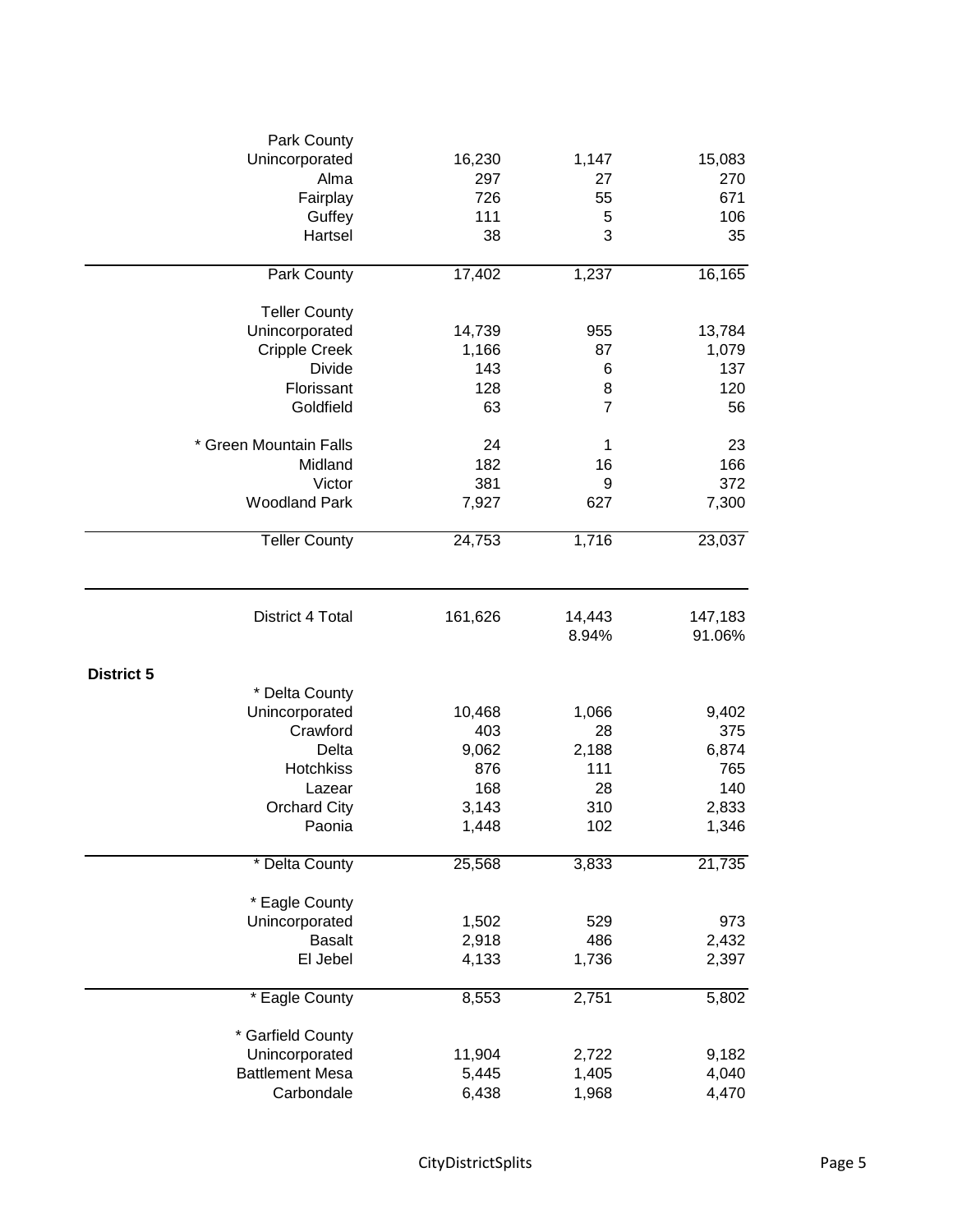| | | | |
|---|---|---|---|
| Park County | | | |
| Unincorporated | 16,230 | 1,147 | 15,083 |
| Alma | 297 | 27 | 270 |
| Fairplay | 726 | 55 | 671 |
| Guffey | 111 | 5 | 106 |
| Hartsel | 38 | 3 | 35 |
| Park County | 17,402 | 1,237 | 16,165 |
| Teller County | | | |
| Unincorporated | 14,739 | 955 | 13,784 |
| Cripple Creek | 1,166 | 87 | 1,079 |
| Divide | 143 | 6 | 137 |
| Florissant | 128 | 8 | 120 |
| Goldfield | 63 | 7 | 56 |
| * Green Mountain Falls | 24 | 1 | 23 |
| Midland | 182 | 16 | 166 |
| Victor | 381 | 9 | 372 |
| Woodland Park | 7,927 | 627 | 7,300 |
| Teller County | 24,753 | 1,716 | 23,037 |
| District 4 Total | 161,626 | 14,443 | 147,183 |
| | | 8.94% | 91.06% |

**District 5**

| | | | |
|---|---|---|---|
| * Delta County | | | |
| Unincorporated | 10,468 | 1,066 | 9,402 |
| Crawford | 403 | 28 | 375 |
| Delta | 9,062 | 2,188 | 6,874 |
| Hotchkiss | 876 | 111 | 765 |
| Lazear | 168 | 28 | 140 |
| Orchard City | 3,143 | 310 | 2,833 |
| Paonia | 1,448 | 102 | 1,346 |
| * Delta County | 25,568 | 3,833 | 21,735 |
| * Eagle County | | | |
| Unincorporated | 1,502 | 529 | 973 |
| Basalt | 2,918 | 486 | 2,432 |
| El Jebel | 4,133 | 1,736 | 2,397 |
| * Eagle County | 8,553 | 2,751 | 5,802 |
| * Garfield County | | | |
| Unincorporated | 11,904 | 2,722 | 9,182 |
| Battlement Mesa | 5,445 | 1,405 | 4,040 |
| Carbondale | 6,438 | 1,968 | 4,470 |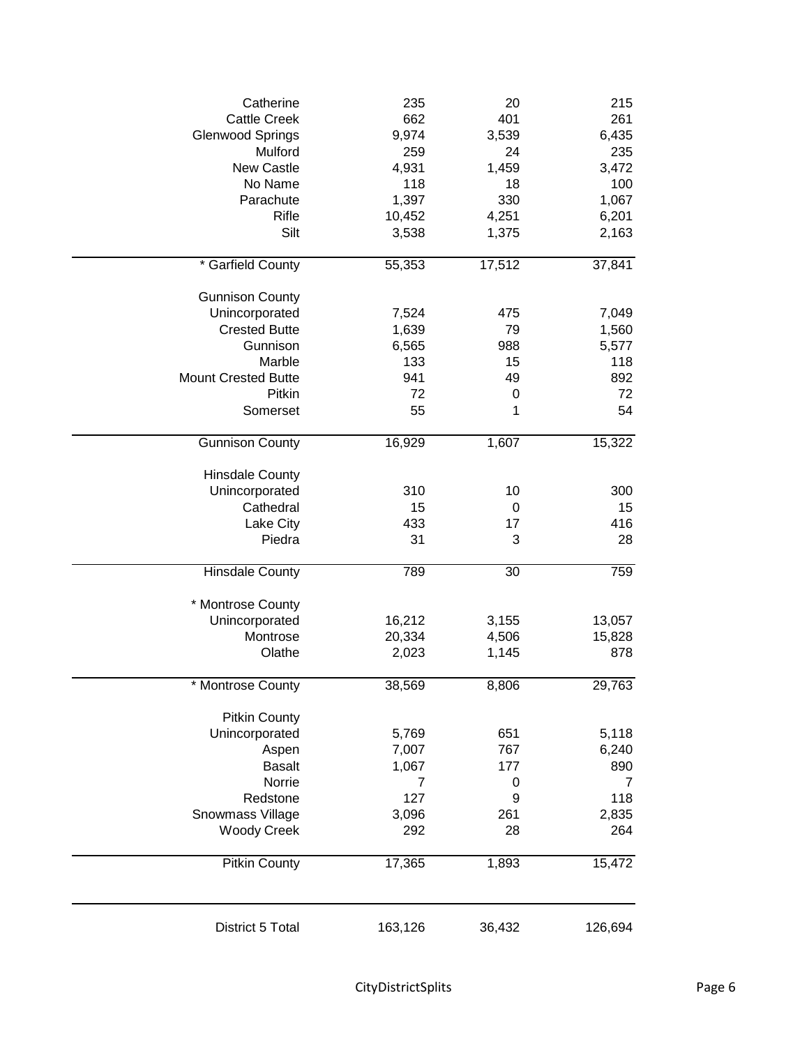| | | | |
|---|---|---|---|
| Catherine | 235 | 20 | 215 |
| Cattle Creek | 662 | 401 | 261 |
| Glenwood Springs | 9,974 | 3,539 | 6,435 |
| Mulford | 259 | 24 | 235 |
| New Castle | 4,931 | 1,459 | 3,472 |
| No Name | 118 | 18 | 100 |
| Parachute | 1,397 | 330 | 1,067 |
| Rifle | 10,452 | 4,251 | 6,201 |
| Silt | 3,538 | 1,375 | 2,163 |
| * Garfield County | 55,353 | 17,512 | 37,841 |
| Gunnison County | | | |
| Unincorporated | 7,524 | 475 | 7,049 |
| Crested Butte | 1,639 | 79 | 1,560 |
| Gunnison | 6,565 | 988 | 5,577 |
| Marble | 133 | 15 | 118 |
| Mount Crested Butte | 941 | 49 | 892 |
| Pitkin | 72 | 0 | 72 |
| Somerset | 55 | 1 | 54 |
| Gunnison County | 16,929 | 1,607 | 15,322 |
| Hinsdale County | | | |
| Unincorporated | 310 | 10 | 300 |
| Cathedral | 15 | 0 | 15 |
| Lake City | 433 | 17 | 416 |
| Piedra | 31 | 3 | 28 |
| Hinsdale County | 789 | 30 | 759 |
| * Montrose County | | | |
| Unincorporated | 16,212 | 3,155 | 13,057 |
| Montrose | 20,334 | 4,506 | 15,828 |
| Olathe | 2,023 | 1,145 | 878 |
| * Montrose County | 38,569 | 8,806 | 29,763 |
| Pitkin County | | | |
| Unincorporated | 5,769 | 651 | 5,118 |
| Aspen | 7,007 | 767 | 6,240 |
| Basalt | 1,067 | 177 | 890 |
| Norrie | 7 | 0 | 7 |
| Redstone | 127 | 9 | 118 |
| Snowmass Village | 3,096 | 261 | 2,835 |
| Woody Creek | 292 | 28 | 264 |
| Pitkin County | 17,365 | 1,893 | 15,472 |
| District 5 Total | 163,126 | 36,432 | 126,694 |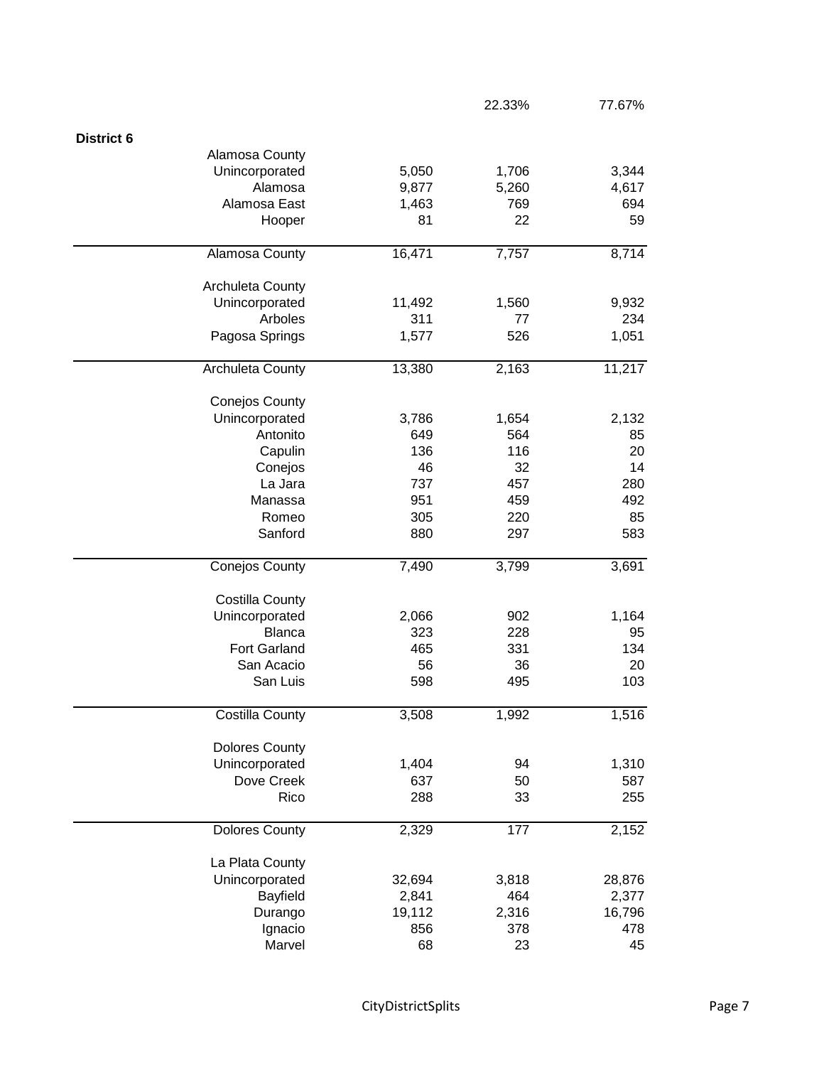| | | 22.33% | 77.67% |
|---|---|---|---|
| **District 6** | | | |
| Alamosa County | | | |
| Unincorporated | 5,050 | 1,706 | 3,344 |
| Alamosa | 9,877 | 5,260 | 4,617 |
| Alamosa East | 1,463 | 769 | 694 |
| Hooper | 81 | 22 | 59 |
| Alamosa County | 16,471 | 7,757 | 8,714 |
| Archuleta County | | | |
| Unincorporated | 11,492 | 1,560 | 9,932 |
| Arboles | 311 | 77 | 234 |
| Pagosa Springs | 1,577 | 526 | 1,051 |
| Archuleta County | 13,380 | 2,163 | 11,217 |
| Conejos County | | | |
| Unincorporated | 3,786 | 1,654 | 2,132 |
| Antonito | 649 | 564 | 85 |
| Capulin | 136 | 116 | 20 |
| Conejos | 46 | 32 | 14 |
| La Jara | 737 | 457 | 280 |
| Manassa | 951 | 459 | 492 |
| Romeo | 305 | 220 | 85 |
| Sanford | 880 | 297 | 583 |
| Conejos County | 7,490 | 3,799 | 3,691 |
| Costilla County | | | |
| Unincorporated | 2,066 | 902 | 1,164 |
| Blanca | 323 | 228 | 95 |
| Fort Garland | 465 | 331 | 134 |
| San Acacio | 56 | 36 | 20 |
| San Luis | 598 | 495 | 103 |
| Costilla County | 3,508 | 1,992 | 1,516 |
| Dolores County | | | |
| Unincorporated | 1,404 | 94 | 1,310 |
| Dove Creek | 637 | 50 | 587 |
| Rico | 288 | 33 | 255 |
| Dolores County | 2,329 | 177 | 2,152 |
| La Plata County | | | |
| Unincorporated | 32,694 | 3,818 | 28,876 |
| Bayfield | 2,841 | 464 | 2,377 |
| Durango | 19,112 | 2,316 | 16,796 |
| Ignacio | 856 | 378 | 478 |
| Marvel | 68 | 23 | 45 |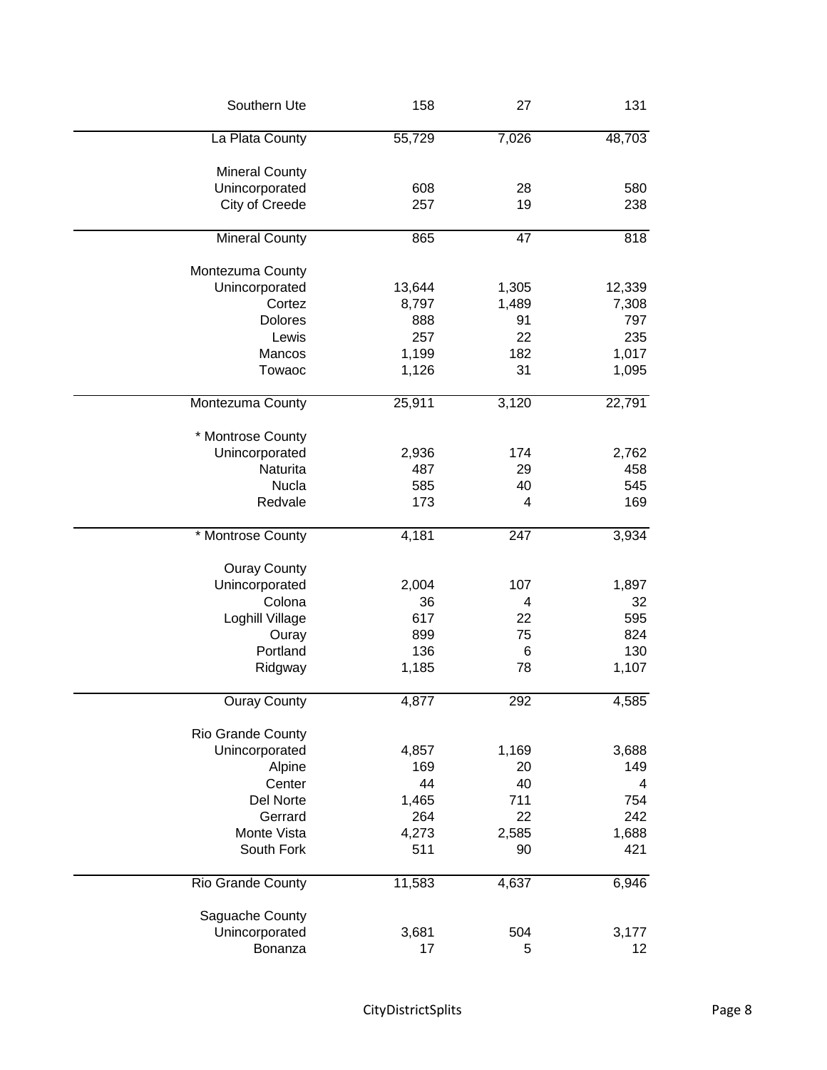| | | | |
|---|---|---|---|
| Southern Ute | 158 | 27 | 131 |
| La Plata County | 55,729 | 7,026 | 48,703 |
| Mineral County | | | |
| Unincorporated | 608 | 28 | 580 |
| City of Creede | 257 | 19 | 238 |
| Mineral County | 865 | 47 | 818 |
| Montezuma County | | | |
| Unincorporated | 13,644 | 1,305 | 12,339 |
| Cortez | 8,797 | 1,489 | 7,308 |
| Dolores | 888 | 91 | 797 |
| Lewis | 257 | 22 | 235 |
| Mancos | 1,199 | 182 | 1,017 |
| Towaoc | 1,126 | 31 | 1,095 |
| Montezuma County | 25,911 | 3,120 | 22,791 |
| * Montrose County | | | |
| Unincorporated | 2,936 | 174 | 2,762 |
| Naturita | 487 | 29 | 458 |
| Nucla | 585 | 40 | 545 |
| Redvale | 173 | 4 | 169 |
| * Montrose County | 4,181 | 247 | 3,934 |
| Ouray County | | | |
| Unincorporated | 2,004 | 107 | 1,897 |
| Colona | 36 | 4 | 32 |
| Loghill Village | 617 | 22 | 595 |
| Ouray | 899 | 75 | 824 |
| Portland | 136 | 6 | 130 |
| Ridgway | 1,185 | 78 | 1,107 |
| Ouray County | 4,877 | 292 | 4,585 |
| Rio Grande County | | | |
| Unincorporated | 4,857 | 1,169 | 3,688 |
| Alpine | 169 | 20 | 149 |
| Center | 44 | 40 | 4 |
| Del Norte | 1,465 | 711 | 754 |
| Gerrard | 264 | 22 | 242 |
| Monte Vista | 4,273 | 2,585 | 1,688 |
| South Fork | 511 | 90 | 421 |
| Rio Grande County | 11,583 | 4,637 | 6,946 |
| Saguache County | | | |
| Unincorporated | 3,681 | 504 | 3,177 |
| Bonanza | 17 | 5 | 12 |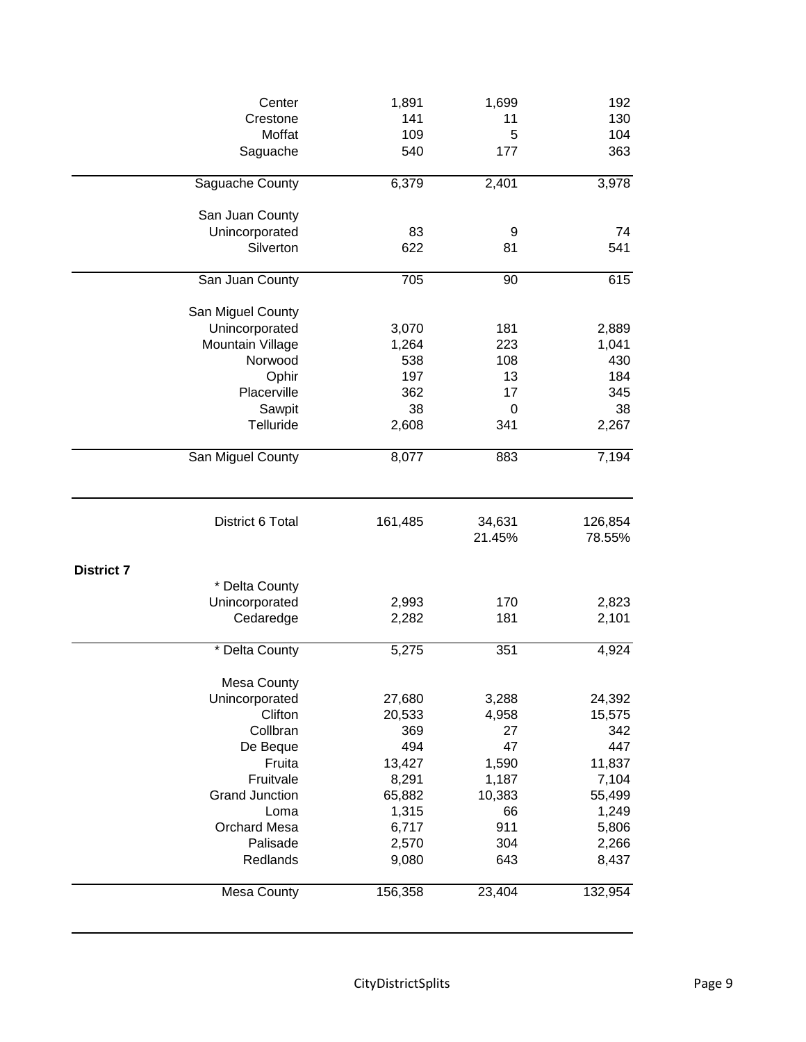| | | | |
|---|---|---|---|
| Center | 1,891 | 1,699 | 192 |
| Crestone | 141 | 11 | 130 |
| Moffat | 109 | 5 | 104 |
| Saguache | 540 | 177 | 363 |
| Saguache County | 6,379 | 2,401 | 3,978 |
| San Juan County | | | |
| Unincorporated | 83 | 9 | 74 |
| Silverton | 622 | 81 | 541 |
| San Juan County | 705 | 90 | 615 |
| San Miguel County | | | |
| Unincorporated | 3,070 | 181 | 2,889 |
| Mountain Village | 1,264 | 223 | 1,041 |
| Norwood | 538 | 108 | 430 |
| Ophir | 197 | 13 | 184 |
| Placerville | 362 | 17 | 345 |
| Sawpit | 38 | 0 | 38 |
| Telluride | 2,608 | 341 | 2,267 |
| San Miguel County | 8,077 | 883 | 7,194 |
| District 6 Total | 161,485 | 34,631 | 126,854 |
| | | 21.45% | 78.55% |

**District 7**

| | | | |
|---|---|---|---|
| * Delta County | | | |
| Unincorporated | 2,993 | 170 | 2,823 |
| Cedaredge | 2,282 | 181 | 2,101 |
| * Delta County | 5,275 | 351 | 4,924 |
| Mesa County | | | |
| Unincorporated | 27,680 | 3,288 | 24,392 |
| Clifton | 20,533 | 4,958 | 15,575 |
| Collbran | 369 | 27 | 342 |
| De Beque | 494 | 47 | 447 |
| Fruita | 13,427 | 1,590 | 11,837 |
| Fruitvale | 8,291 | 1,187 | 7,104 |
| Grand Junction | 65,882 | 10,383 | 55,499 |
| Loma | 1,315 | 66 | 1,249 |
| Orchard Mesa | 6,717 | 911 | 5,806 |
| Palisade | 2,570 | 304 | 2,266 |
| Redlands | 9,080 | 643 | 8,437 |
| Mesa County | 156,358 | 23,404 | 132,954 |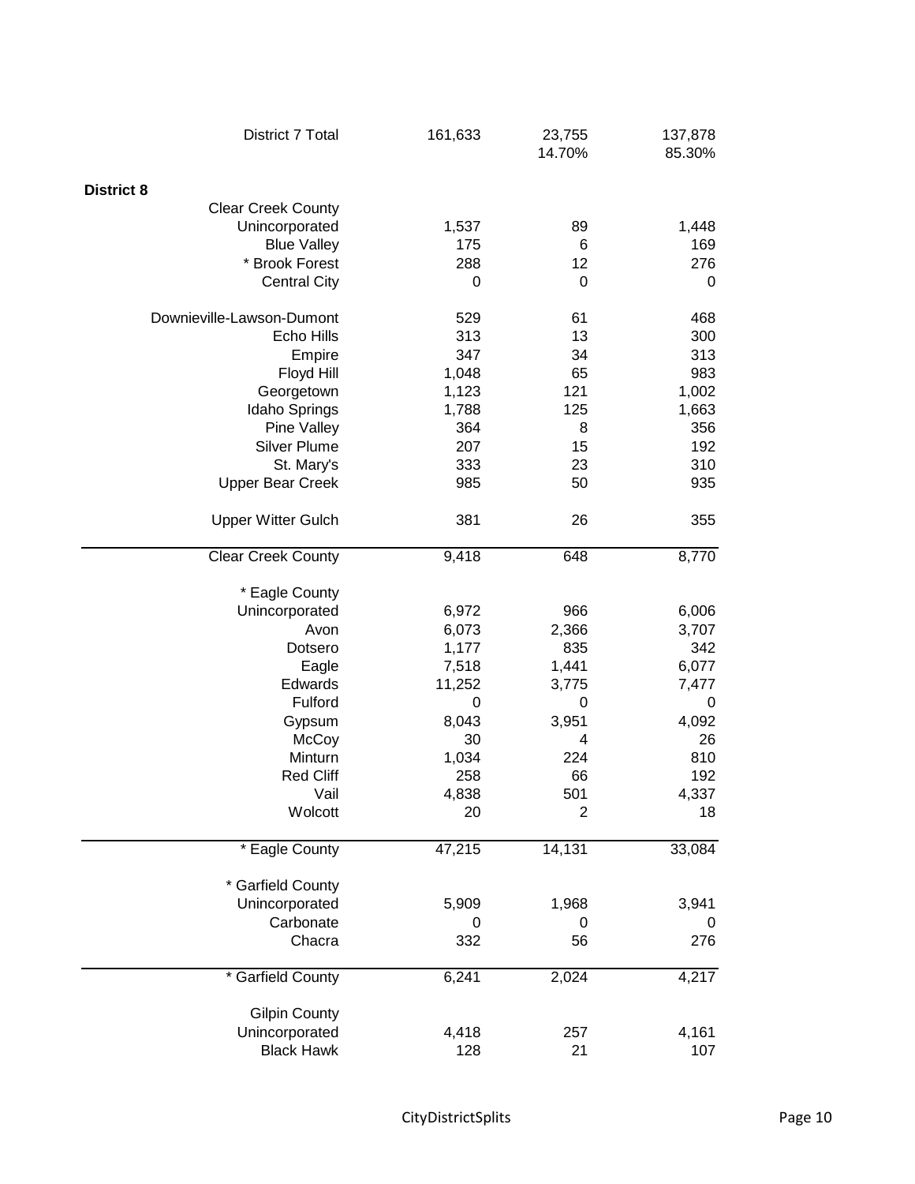| | | | |
|---|---|---|---|
| District 7 Total | 161,633 | 23,755<br>14.70% | 137,878<br>85.30% |
| **District 8** | | | |
| Clear Creek County | | | |
| Unincorporated | 1,537 | 89 | 1,448 |
| Blue Valley | 175 | 6 | 169 |
| * Brook Forest | 288 | 12 | 276 |
| Central City | 0 | 0 | 0 |
| Downieville-Lawson-Dumont | 529 | 61 | 468 |
| Echo Hills | 313 | 13 | 300 |
| Empire | 347 | 34 | 313 |
| Floyd Hill | 1,048 | 65 | 983 |
| Georgetown | 1,123 | 121 | 1,002 |
| Idaho Springs | 1,788 | 125 | 1,663 |
| Pine Valley | 364 | 8 | 356 |
| Silver Plume | 207 | 15 | 192 |
| St. Mary's | 333 | 23 | 310 |
| Upper Bear Creek | 985 | 50 | 935 |
| Upper Witter Gulch | 381 | 26 | 355 |
| Clear Creek County | 9,418 | 648 | 8,770 |
| * Eagle County | | | |
| Unincorporated | 6,972 | 966 | 6,006 |
| Avon | 6,073 | 2,366 | 3,707 |
| Dotsero | 1,177 | 835 | 342 |
| Eagle | 7,518 | 1,441 | 6,077 |
| Edwards | 11,252 | 3,775 | 7,477 |
| Fulford | 0 | 0 | 0 |
| Gypsum | 8,043 | 3,951 | 4,092 |
| McCoy | 30 | 4 | 26 |
| Minturn | 1,034 | 224 | 810 |
| Red Cliff | 258 | 66 | 192 |
| Vail | 4,838 | 501 | 4,337 |
| Wolcott | 20 | 2 | 18 |
| * Eagle County | 47,215 | 14,131 | 33,084 |
| * Garfield County | | | |
| Unincorporated | 5,909 | 1,968 | 3,941 |
| Carbonate | 0 | 0 | 0 |
| Chacra | 332 | 56 | 276 |
| * Garfield County | 6,241 | 2,024 | 4,217 |
| Gilpin County | | | |
| Unincorporated | 4,418 | 257 | 4,161 |
| Black Hawk | 128 | 21 | 107 |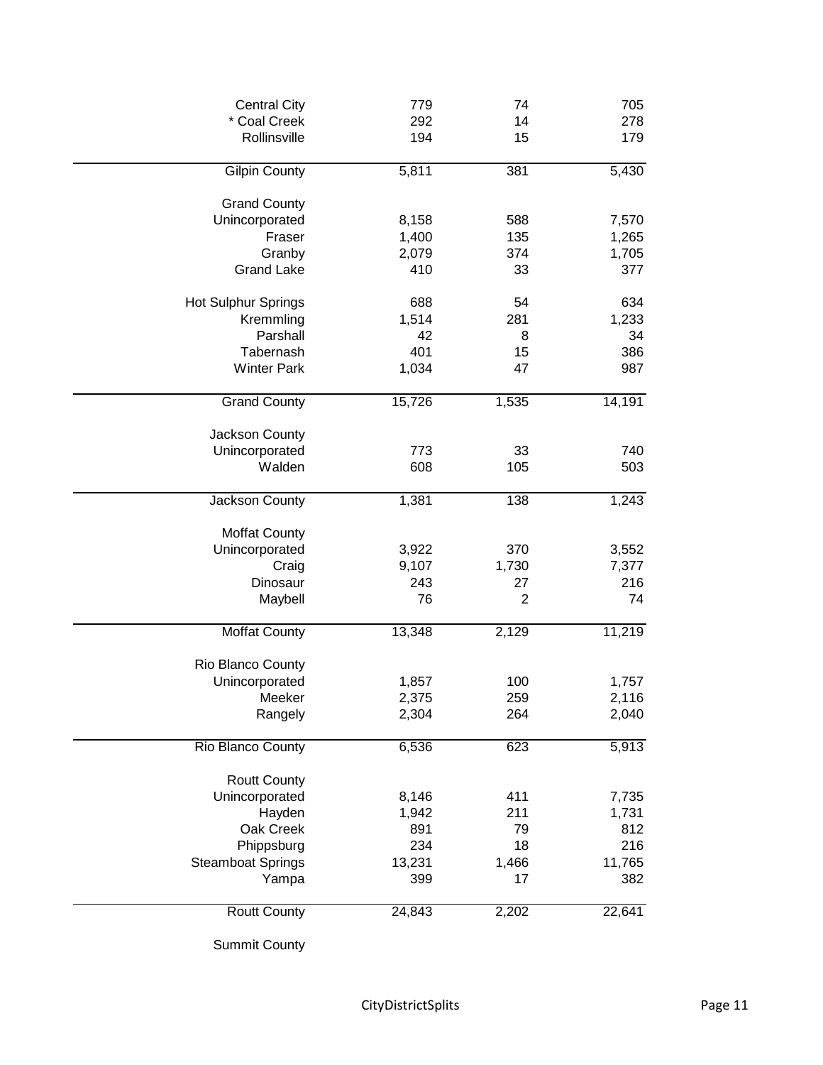| | | | |
|---|---|---|---|
| Central City | 779 | 74 | 705 |
| * Coal Creek | 292 | 14 | 278 |
| Rollinsville | 194 | 15 | 179 |
| Gilpin County | 5,811 | 381 | 5,430 |
| Grand County | | | |
| Unincorporated | 8,158 | 588 | 7,570 |
| Fraser | 1,400 | 135 | 1,265 |
| Granby | 2,079 | 374 | 1,705 |
| Grand Lake | 410 | 33 | 377 |
| Hot Sulphur Springs | 688 | 54 | 634 |
| Kremmling | 1,514 | 281 | 1,233 |
| Parshall | 42 | 8 | 34 |
| Tabernash | 401 | 15 | 386 |
| Winter Park | 1,034 | 47 | 987 |
| Grand County | 15,726 | 1,535 | 14,191 |
| Jackson County | | | |
| Unincorporated | 773 | 33 | 740 |
| Walden | 608 | 105 | 503 |
| Jackson County | 1,381 | 138 | 1,243 |
| Moffat County | | | |
| Unincorporated | 3,922 | 370 | 3,552 |
| Craig | 9,107 | 1,730 | 7,377 |
| Dinosaur | 243 | 27 | 216 |
| Maybell | 76 | 2 | 74 |
| Moffat County | 13,348 | 2,129 | 11,219 |
| Rio Blanco County | | | |
| Unincorporated | 1,857 | 100 | 1,757 |
| Meeker | 2,375 | 259 | 2,116 |
| Rangely | 2,304 | 264 | 2,040 |
| Rio Blanco County | 6,536 | 623 | 5,913 |
| Routt County | | | |
| Unincorporated | 8,146 | 411 | 7,735 |
| Hayden | 1,942 | 211 | 1,731 |
| Oak Creek | 891 | 79 | 812 |
| Phippsburg | 234 | 18 | 216 |
| Steamboat Springs | 13,231 | 1,466 | 11,765 |
| Yampa | 399 | 17 | 382 |
| Routt County | 24,843 | 2,202 | 22,641 |
| Summit County | | | |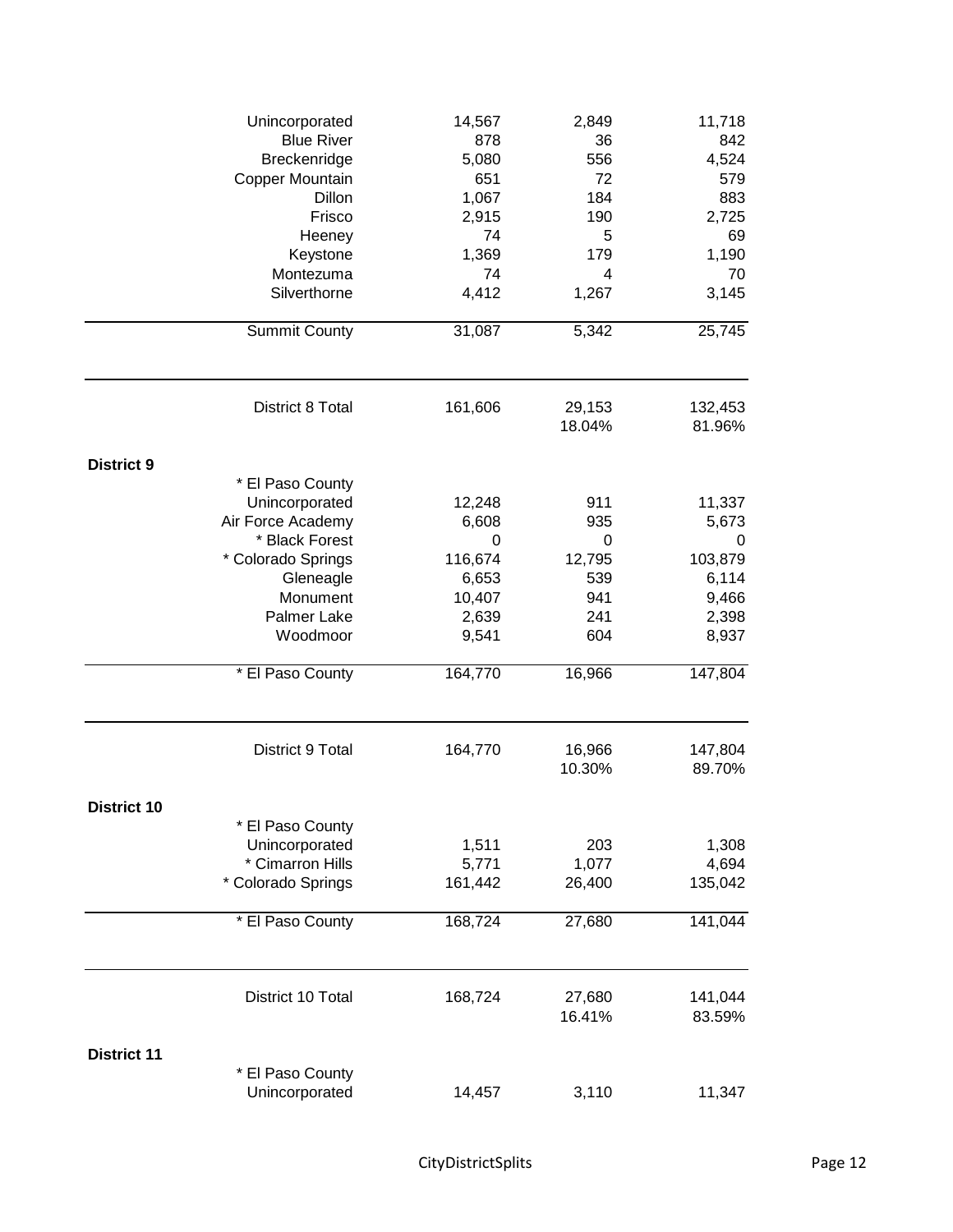| | | | |
|---|---|---|---|
| Unincorporated | 14,567 | 2,849 | 11,718 |
| Blue River | 878 | 36 | 842 |
| Breckenridge | 5,080 | 556 | 4,524 |
| Copper Mountain | 651 | 72 | 579 |
| Dillon | 1,067 | 184 | 883 |
| Frisco | 2,915 | 190 | 2,725 |
| Heeney | 74 | 5 | 69 |
| Keystone | 1,369 | 179 | 1,190 |
| Montezuma | 74 | 4 | 70 |
| Silverthorne | 4,412 | 1,267 | 3,145 |
| Summit County | 31,087 | 5,342 | 25,745 |
| District 8 Total | 161,606 | 29,153 | 132,453 |
| | | 18.04% | 81.96% |

**District 9**

| | | | |
|---|---|---|---|
| * El Paso County | | | |
| Unincorporated | 12,248 | 911 | 11,337 |
| Air Force Academy | 6,608 | 935 | 5,673 |
| * Black Forest | 0 | 0 | 0 |
| * Colorado Springs | 116,674 | 12,795 | 103,879 |
| Gleneagle | 6,653 | 539 | 6,114 |
| Monument | 10,407 | 941 | 9,466 |
| Palmer Lake | 2,639 | 241 | 2,398 |
| Woodmoor | 9,541 | 604 | 8,937 |
| * El Paso County | 164,770 | 16,966 | 147,804 |
| District 9 Total | 164,770 | 16,966 | 147,804 |
| | | 10.30% | 89.70% |

**District 10**

| | | | |
|---|---|---|---|
| * El Paso County | | | |
| Unincorporated | 1,511 | 203 | 1,308 |
| * Cimarron Hills | 5,771 | 1,077 | 4,694 |
| * Colorado Springs | 161,442 | 26,400 | 135,042 |
| * El Paso County | 168,724 | 27,680 | 141,044 |
| District 10 Total | 168,724 | 27,680 | 141,044 |
| | | 16.41% | 83.59% |

**District 11**

| | | | |
|---|---|---|---|
| * El Paso County | | | |
| Unincorporated | 14,457 | 3,110 | 11,347 |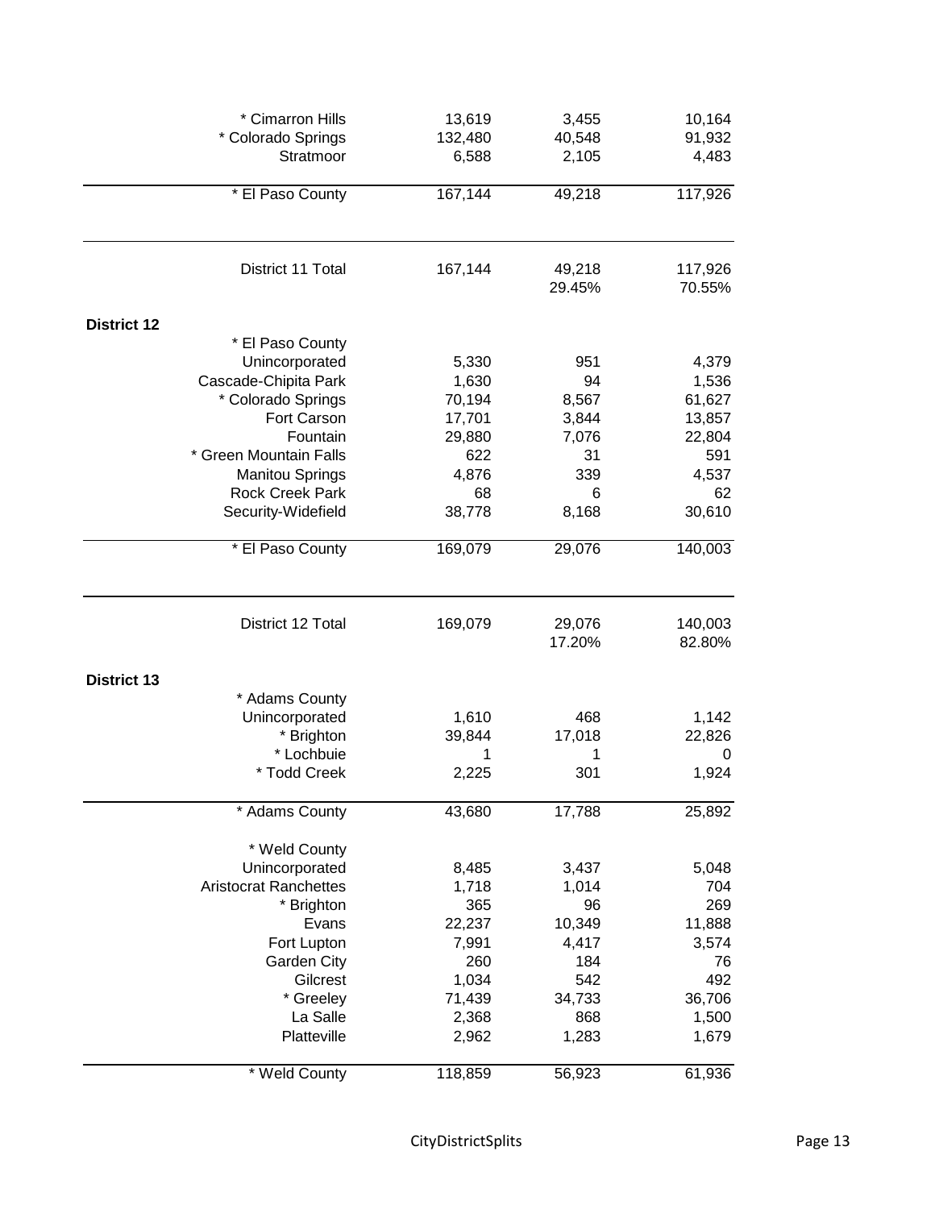| | | | |
|---|---|---|---|
| * Cimarron Hills | 13,619 | 3,455 | 10,164 |
| * Colorado Springs | 132,480 | 40,548 | 91,932 |
| Stratmoor | 6,588 | 2,105 | 4,483 |
| * El Paso County | 167,144 | 49,218 | 117,926 |
| District 11 Total | 167,144 | 49,218 | 117,926 |
| | | 29.45% | 70.55% |

**District 12**

| | | | |
|---|---|---|---|
| * El Paso County | | | |
| Unincorporated | 5,330 | 951 | 4,379 |
| Cascade-Chipita Park | 1,630 | 94 | 1,536 |
| * Colorado Springs | 70,194 | 8,567 | 61,627 |
| Fort Carson | 17,701 | 3,844 | 13,857 |
| Fountain | 29,880 | 7,076 | 22,804 |
| * Green Mountain Falls | 622 | 31 | 591 |
| Manitou Springs | 4,876 | 339 | 4,537 |
| Rock Creek Park | 68 | 6 | 62 |
| Security-Widefield | 38,778 | 8,168 | 30,610 |
| * El Paso County | 169,079 | 29,076 | 140,003 |
| District 12 Total | 169,079 | 29,076 | 140,003 |
| | | 17.20% | 82.80% |

**District 13**

| | | | |
|---|---|---|---|
| * Adams County | | | |
| Unincorporated | 1,610 | 468 | 1,142 |
| * Brighton | 39,844 | 17,018 | 22,826 |
| * Lochbuie | 1 | 1 | 0 |
| * Todd Creek | 2,225 | 301 | 1,924 |
| * Adams County | 43,680 | 17,788 | 25,892 |
| * Weld County | | | |
| Unincorporated | 8,485 | 3,437 | 5,048 |
| Aristocrat Ranchettes | 1,718 | 1,014 | 704 |
| * Brighton | 365 | 96 | 269 |
| Evans | 22,237 | 10,349 | 11,888 |
| Fort Lupton | 7,991 | 4,417 | 3,574 |
| Garden City | 260 | 184 | 76 |
| Gilcrest | 1,034 | 542 | 492 |
| * Greeley | 71,439 | 34,733 | 36,706 |
| La Salle | 2,368 | 868 | 1,500 |
| Platteville | 2,962 | 1,283 | 1,679 |
| * Weld County | 118,859 | 56,923 | 61,936 |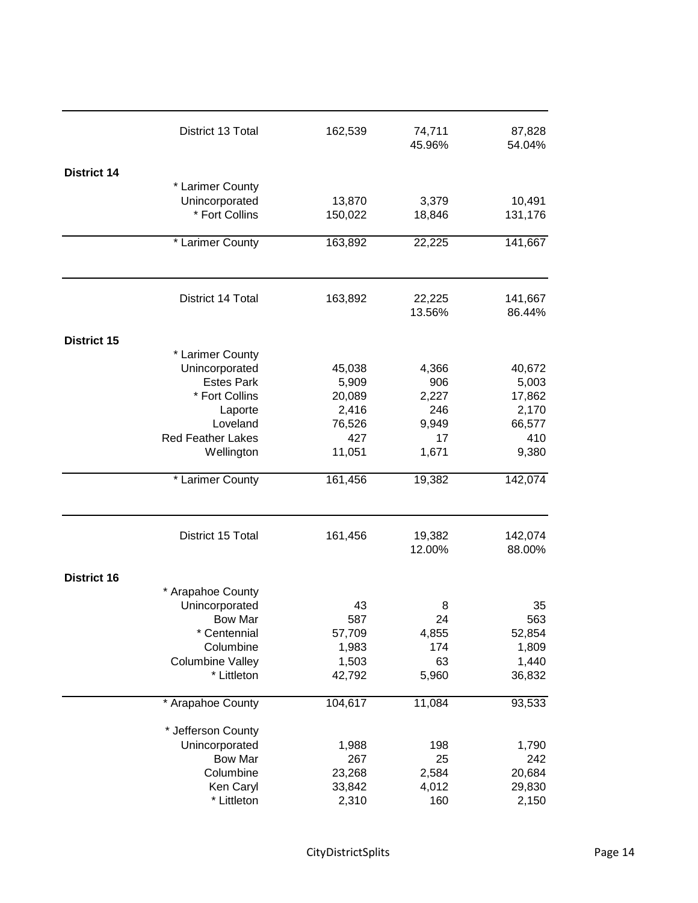| | | | | |
|---|---|---|---|---|
| | District 13 Total | 162,539 | 74,711<br>45.96% | 87,828<br>54.04% |
| **District 14** | | | | |
| | * Larimer County | | | |
| | Unincorporated | 13,870 | 3,379 | 10,491 |
| | * Fort Collins | 150,022 | 18,846 | 131,176 |
| | * Larimer County | 163,892 | 22,225 | 141,667 |
| | District 14 Total | 163,892 | 22,225<br>13.56% | 141,667<br>86.44% |
| **District 15** | | | | |
| | * Larimer County | | | |
| | Unincorporated | 45,038 | 4,366 | 40,672 |
| | Estes Park | 5,909 | 906 | 5,003 |
| | * Fort Collins | 20,089 | 2,227 | 17,862 |
| | Laporte | 2,416 | 246 | 2,170 |
| | Loveland | 76,526 | 9,949 | 66,577 |
| | Red Feather Lakes | 427 | 17 | 410 |
| | Wellington | 11,051 | 1,671 | 9,380 |
| | * Larimer County | 161,456 | 19,382 | 142,074 |
| | District 15 Total | 161,456 | 19,382<br>12.00% | 142,074<br>88.00% |
| **District 16** | | | | |
| | * Arapahoe County | | | |
| | Unincorporated | 43 | 8 | 35 |
| | Bow Mar | 587 | 24 | 563 |
| | * Centennial | 57,709 | 4,855 | 52,854 |
| | Columbine | 1,983 | 174 | 1,809 |
| | Columbine Valley | 1,503 | 63 | 1,440 |
| | * Littleton | 42,792 | 5,960 | 36,832 |
| | * Arapahoe County | 104,617 | 11,084 | 93,533 |
| | * Jefferson County | | | |
| | Unincorporated | 1,988 | 198 | 1,790 |
| | Bow Mar | 267 | 25 | 242 |
| | Columbine | 23,268 | 2,584 | 20,684 |
| | Ken Caryl | 33,842 | 4,012 | 29,830 |
| | * Littleton | 2,310 | 160 | 2,150 |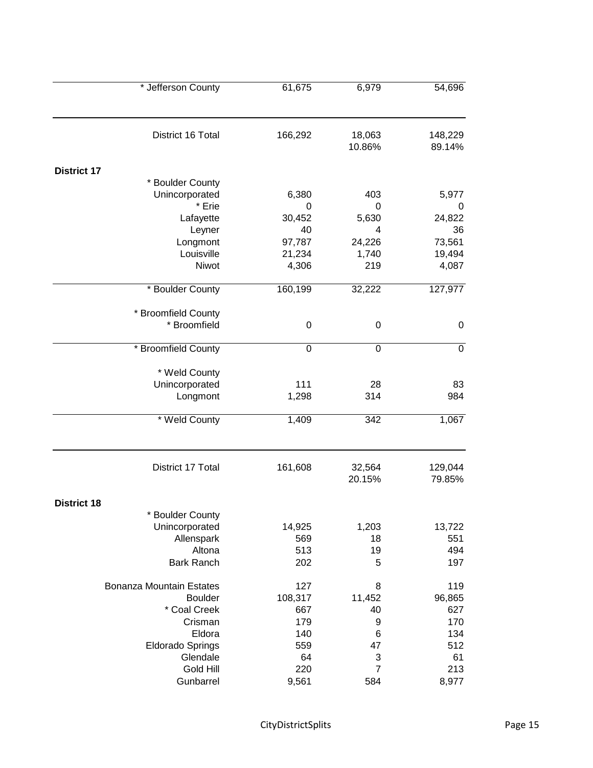| | | | |
|---|---|---|---|
| * Jefferson County | 61,675 | 6,979 | 54,696 |
| District 16 Total | 166,292 | 18,063 | 148,229 |
| | | 10.86% | 89.14% |

**District 17**

| | | | |
|---|---|---|---|
| * Boulder County | | | |
| Unincorporated | 6,380 | 403 | 5,977 |
| * Erie | 0 | 0 | 0 |
| Lafayette | 30,452 | 5,630 | 24,822 |
| Leyner | 40 | 4 | 36 |
| Longmont | 97,787 | 24,226 | 73,561 |
| Louisville | 21,234 | 1,740 | 19,494 |
| Niwot | 4,306 | 219 | 4,087 |
| * Boulder County | 160,199 | 32,222 | 127,977 |
| * Broomfield County | | | |
| * Broomfield | 0 | 0 | 0 |
| * Broomfield County | 0 | 0 | 0 |
| * Weld County | | | |
| Unincorporated | 111 | 28 | 83 |
| Longmont | 1,298 | 314 | 984 |
| * Weld County | 1,409 | 342 | 1,067 |
| District 17 Total | 161,608 | 32,564 | 129,044 |
| | | 20.15% | 79.85% |

**District 18**

| | | | |
|---|---|---|---|
| * Boulder County | | | |
| Unincorporated | 14,925 | 1,203 | 13,722 |
| Allenspark | 569 | 18 | 551 |
| Altona | 513 | 19 | 494 |
| Bark Ranch | 202 | 5 | 197 |
| Bonanza Mountain Estates | 127 | 8 | 119 |
| Boulder | 108,317 | 11,452 | 96,865 |
| * Coal Creek | 667 | 40 | 627 |
| Crisman | 179 | 9 | 170 |
| Eldora | 140 | 6 | 134 |
| Eldorado Springs | 559 | 47 | 512 |
| Glendale | 64 | 3 | 61 |
| Gold Hill | 220 | 7 | 213 |
| Gunbarrel | 9,561 | 584 | 8,977 |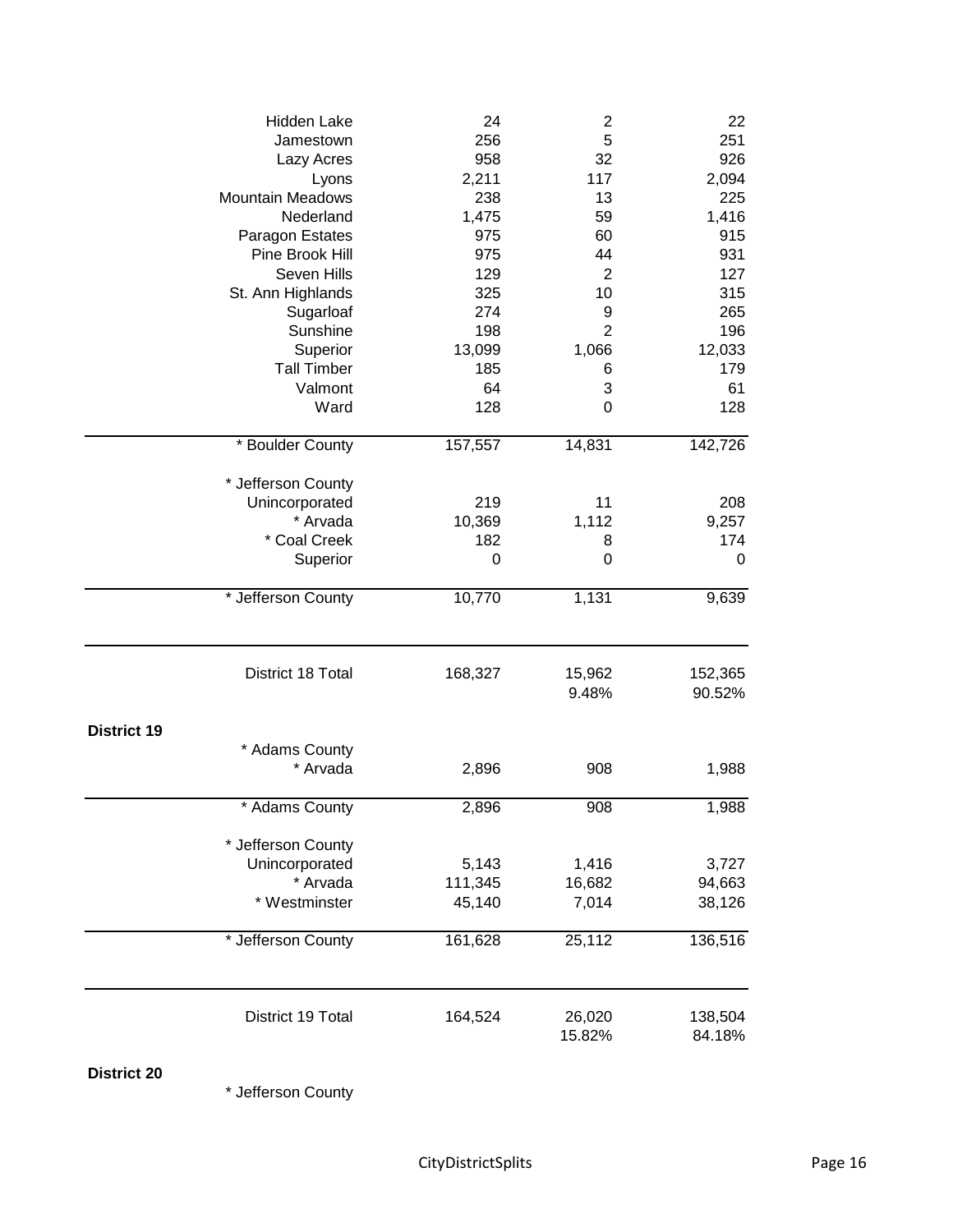| | | | |
|---|---|---|---|
| Hidden Lake | 24 | 2 | 22 |
| Jamestown | 256 | 5 | 251 |
| Lazy Acres | 958 | 32 | 926 |
| Lyons | 2,211 | 117 | 2,094 |
| Mountain Meadows | 238 | 13 | 225 |
| Nederland | 1,475 | 59 | 1,416 |
| Paragon Estates | 975 | 60 | 915 |
| Pine Brook Hill | 975 | 44 | 931 |
| Seven Hills | 129 | 2 | 127 |
| St. Ann Highlands | 325 | 10 | 315 |
| Sugarloaf | 274 | 9 | 265 |
| Sunshine | 198 | 2 | 196 |
| Superior | 13,099 | 1,066 | 12,033 |
| Tall Timber | 185 | 6 | 179 |
| Valmont | 64 | 3 | 61 |
| Ward | 128 | 0 | 128 |
| * Boulder County | 157,557 | 14,831 | 142,726 |
| * Jefferson County | | | |
| Unincorporated | 219 | 11 | 208 |
| * Arvada | 10,369 | 1,112 | 9,257 |
| * Coal Creek | 182 | 8 | 174 |
| Superior | 0 | 0 | 0 |
| * Jefferson County | 10,770 | 1,131 | 9,639 |
| District 18 Total | 168,327 | 15,962 | 152,365 |
| | | 9.48% | 90.52% |

**District 19**

| | | | |
|---|---|---|---|
| * Adams County | | | |
| * Arvada | 2,896 | 908 | 1,988 |
| * Adams County | 2,896 | 908 | 1,988 |
| * Jefferson County | | | |
| Unincorporated | 5,143 | 1,416 | 3,727 |
| * Arvada | 111,345 | 16,682 | 94,663 |
| * Westminster | 45,140 | 7,014 | 38,126 |
| * Jefferson County | 161,628 | 25,112 | 136,516 |
| District 19 Total | 164,524 | 26,020 | 138,504 |
| | | 15.82% | 84.18% |

**District 20**

* Jefferson County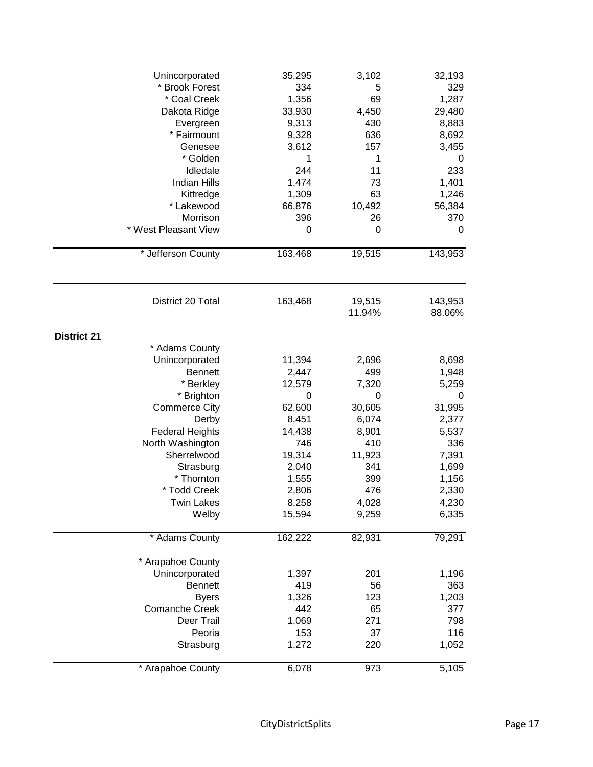| | | | |
|---|---|---|---|
| Unincorporated | 35,295 | 3,102 | 32,193 |
| * Brook Forest | 334 | 5 | 329 |
| * Coal Creek | 1,356 | 69 | 1,287 |
| Dakota Ridge | 33,930 | 4,450 | 29,480 |
| Evergreen | 9,313 | 430 | 8,883 |
| * Fairmount | 9,328 | 636 | 8,692 |
| Genesee | 3,612 | 157 | 3,455 |
| * Golden | 1 | 1 | 0 |
| Idledale | 244 | 11 | 233 |
| Indian Hills | 1,474 | 73 | 1,401 |
| Kittredge | 1,309 | 63 | 1,246 |
| * Lakewood | 66,876 | 10,492 | 56,384 |
| Morrison | 396 | 26 | 370 |
| * West Pleasant View | 0 | 0 | 0 |
| * Jefferson County | 163,468 | 19,515 | 143,953 |
| District 20 Total | 163,468 | 19,515 | 143,953 |
| | | 11.94% | 88.06% |

**District 21**

| | | | |
|---|---|---|---|
| * Adams County | | | |
| Unincorporated | 11,394 | 2,696 | 8,698 |
| Bennett | 2,447 | 499 | 1,948 |
| * Berkley | 12,579 | 7,320 | 5,259 |
| * Brighton | 0 | 0 | 0 |
| Commerce City | 62,600 | 30,605 | 31,995 |
| Derby | 8,451 | 6,074 | 2,377 |
| Federal Heights | 14,438 | 8,901 | 5,537 |
| North Washington | 746 | 410 | 336 |
| Sherrelwood | 19,314 | 11,923 | 7,391 |
| Strasburg | 2,040 | 341 | 1,699 |
| * Thornton | 1,555 | 399 | 1,156 |
| * Todd Creek | 2,806 | 476 | 2,330 |
| Twin Lakes | 8,258 | 4,028 | 4,230 |
| Welby | 15,594 | 9,259 | 6,335 |
| * Adams County | 162,222 | 82,931 | 79,291 |
| * Arapahoe County | | | |
| Unincorporated | 1,397 | 201 | 1,196 |
| Bennett | 419 | 56 | 363 |
| Byers | 1,326 | 123 | 1,203 |
| Comanche Creek | 442 | 65 | 377 |
| Deer Trail | 1,069 | 271 | 798 |
| Peoria | 153 | 37 | 116 |
| Strasburg | 1,272 | 220 | 1,052 |
| * Arapahoe County | 6,078 | 973 | 5,105 |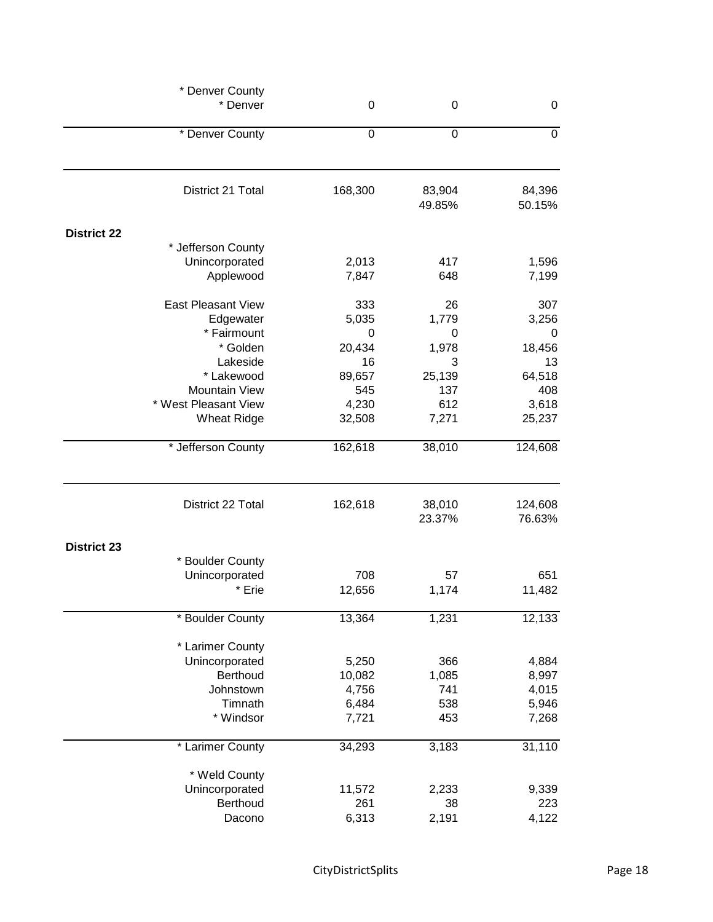| | | | |
|---|---|---|---|
| * Denver County | | | |
| * Denver | 0 | 0 | 0 |
| * Denver County | 0 | 0 | 0 |
| | | | |
| District 21 Total | 168,300 | 83,904 | 84,396 |
| | | 49.85% | 50.15% |
| **District 22** | | | |
| * Jefferson County | | | |
| Unincorporated | 2,013 | 417 | 1,596 |
| Applewood | 7,847 | 648 | 7,199 |
| East Pleasant View | 333 | 26 | 307 |
| Edgewater | 5,035 | 1,779 | 3,256 |
| * Fairmount | 0 | 0 | 0 |
| * Golden | 20,434 | 1,978 | 18,456 |
| Lakeside | 16 | 3 | 13 |
| * Lakewood | 89,657 | 25,139 | 64,518 |
| Mountain View | 545 | 137 | 408 |
| * West Pleasant View | 4,230 | 612 | 3,618 |
| Wheat Ridge | 32,508 | 7,271 | 25,237 |
| * Jefferson County | 162,618 | 38,010 | 124,608 |
| | | | |
| District 22 Total | 162,618 | 38,010 | 124,608 |
| | | 23.37% | 76.63% |
| **District 23** | | | |
| * Boulder County | | | |
| Unincorporated | 708 | 57 | 651 |
| * Erie | 12,656 | 1,174 | 11,482 |
| * Boulder County | 13,364 | 1,231 | 12,133 |
| * Larimer County | | | |
| Unincorporated | 5,250 | 366 | 4,884 |
| Berthoud | 10,082 | 1,085 | 8,997 |
| Johnstown | 4,756 | 741 | 4,015 |
| Timnath | 6,484 | 538 | 5,946 |
| * Windsor | 7,721 | 453 | 7,268 |
| * Larimer County | 34,293 | 3,183 | 31,110 |
| * Weld County | | | |
| Unincorporated | 11,572 | 2,233 | 9,339 |
| Berthoud | 261 | 38 | 223 |
| Dacono | 6,313 | 2,191 | 4,122 |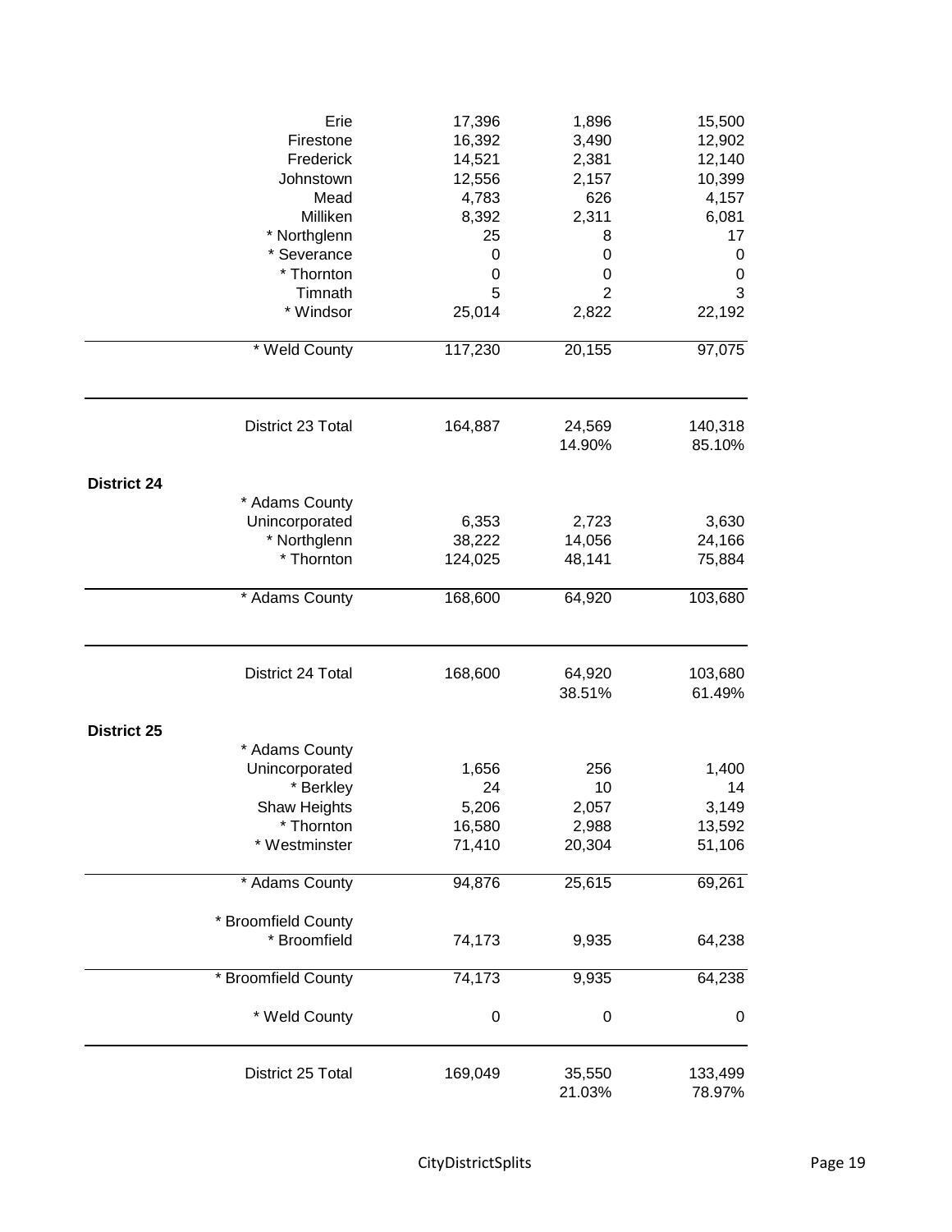| | | | |
|---|---|---|---|
| Erie | 17,396 | 1,896 | 15,500 |
| Firestone | 16,392 | 3,490 | 12,902 |
| Frederick | 14,521 | 2,381 | 12,140 |
| Johnstown | 12,556 | 2,157 | 10,399 |
| Mead | 4,783 | 626 | 4,157 |
| Milliken | 8,392 | 2,311 | 6,081 |
| * Northglenn | 25 | 8 | 17 |
| * Severance | 0 | 0 | 0 |
| * Thornton | 0 | 0 | 0 |
| Timnath | 5 | 2 | 3 |
| * Windsor | 25,014 | 2,822 | 22,192 |
| * Weld County | 117,230 | 20,155 | 97,075 |
| District 23 Total | 164,887 | 24,569 | 140,318 |
| | | 14.90% | 85.10% |

**District 24**

| | | | |
|---|---|---|---|
| * Adams County | | | |
| Unincorporated | 6,353 | 2,723 | 3,630 |
| * Northglenn | 38,222 | 14,056 | 24,166 |
| * Thornton | 124,025 | 48,141 | 75,884 |
| * Adams County | 168,600 | 64,920 | 103,680 |
| District 24 Total | 168,600 | 64,920 | 103,680 |
| | | 38.51% | 61.49% |

**District 25**

| | | | |
|---|---|---|---|
| * Adams County | | | |
| Unincorporated | 1,656 | 256 | 1,400 |
| * Berkley | 24 | 10 | 14 |
| Shaw Heights | 5,206 | 2,057 | 3,149 |
| * Thornton | 16,580 | 2,988 | 13,592 |
| * Westminster | 71,410 | 20,304 | 51,106 |
| * Adams County | 94,876 | 25,615 | 69,261 |
| * Broomfield County | | | |
| * Broomfield | 74,173 | 9,935 | 64,238 |
| * Broomfield County | 74,173 | 9,935 | 64,238 |
| * Weld County | 0 | 0 | 0 |
| District 25 Total | 169,049 | 35,550 | 133,499 |
| | | 21.03% | 78.97% |

CityDistrictSplits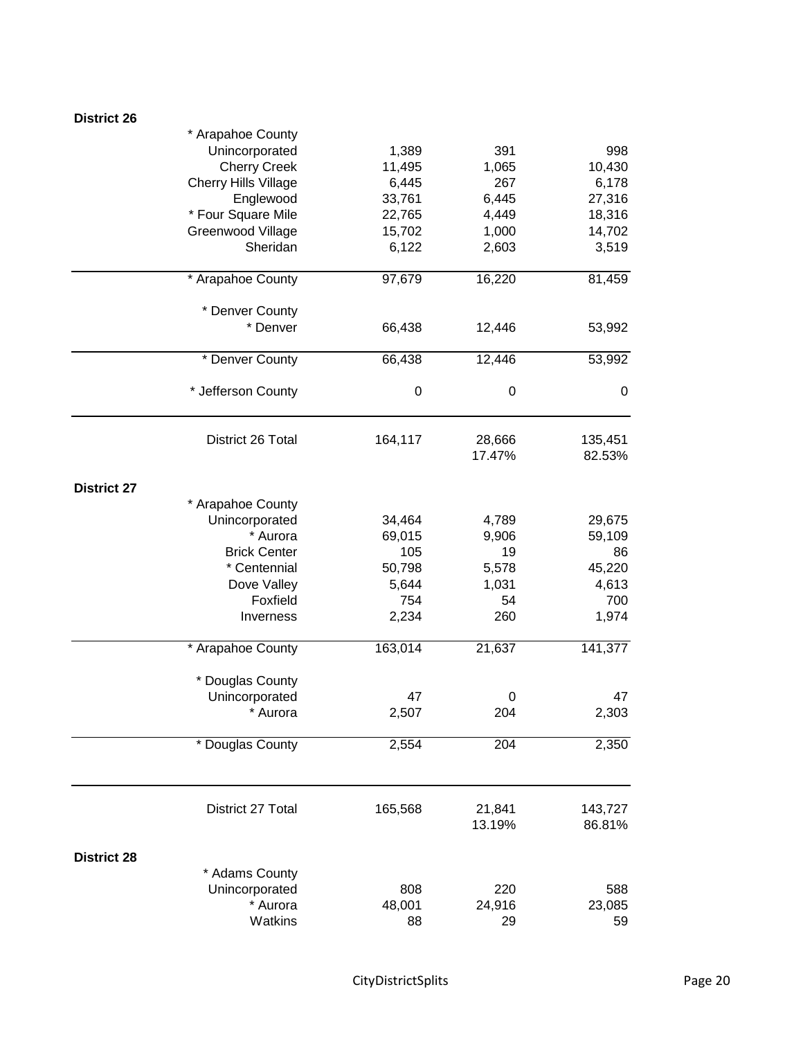**District 26**

| | | | |
|---|---|---|---|
| * Arapahoe County | | | |
| Unincorporated | 1,389 | 391 | 998 |
| Cherry Creek | 11,495 | 1,065 | 10,430 |
| Cherry Hills Village | 6,445 | 267 | 6,178 |
| Englewood | 33,761 | 6,445 | 27,316 |
| * Four Square Mile | 22,765 | 4,449 | 18,316 |
| Greenwood Village | 15,702 | 1,000 | 14,702 |
| Sheridan | 6,122 | 2,603 | 3,519 |
| * Arapahoe County | 97,679 | 16,220 | 81,459 |
| * Denver County | | | |
| * Denver | 66,438 | 12,446 | 53,992 |
| * Denver County | 66,438 | 12,446 | 53,992 |
| * Jefferson County | 0 | 0 | 0 |
| District 26 Total | 164,117 | 28,666 | 135,451 |
| | | 17.47% | 82.53% |

**District 27**

| | | | |
|---|---|---|---|
| * Arapahoe County | | | |
| Unincorporated | 34,464 | 4,789 | 29,675 |
| * Aurora | 69,015 | 9,906 | 59,109 |
| Brick Center | 105 | 19 | 86 |
| * Centennial | 50,798 | 5,578 | 45,220 |
| Dove Valley | 5,644 | 1,031 | 4,613 |
| Foxfield | 754 | 54 | 700 |
| Inverness | 2,234 | 260 | 1,974 |
| * Arapahoe County | 163,014 | 21,637 | 141,377 |
| * Douglas County | | | |
| Unincorporated | 47 | 0 | 47 |
| * Aurora | 2,507 | 204 | 2,303 |
| * Douglas County | 2,554 | 204 | 2,350 |
| District 27 Total | 165,568 | 21,841 | 143,727 |
| | | 13.19% | 86.81% |

**District 28**

| | | | |
|---|---|---|---|
| * Adams County | | | |
| Unincorporated | 808 | 220 | 588 |
| * Aurora | 48,001 | 24,916 | 23,085 |
| Watkins | 88 | 29 | 59 |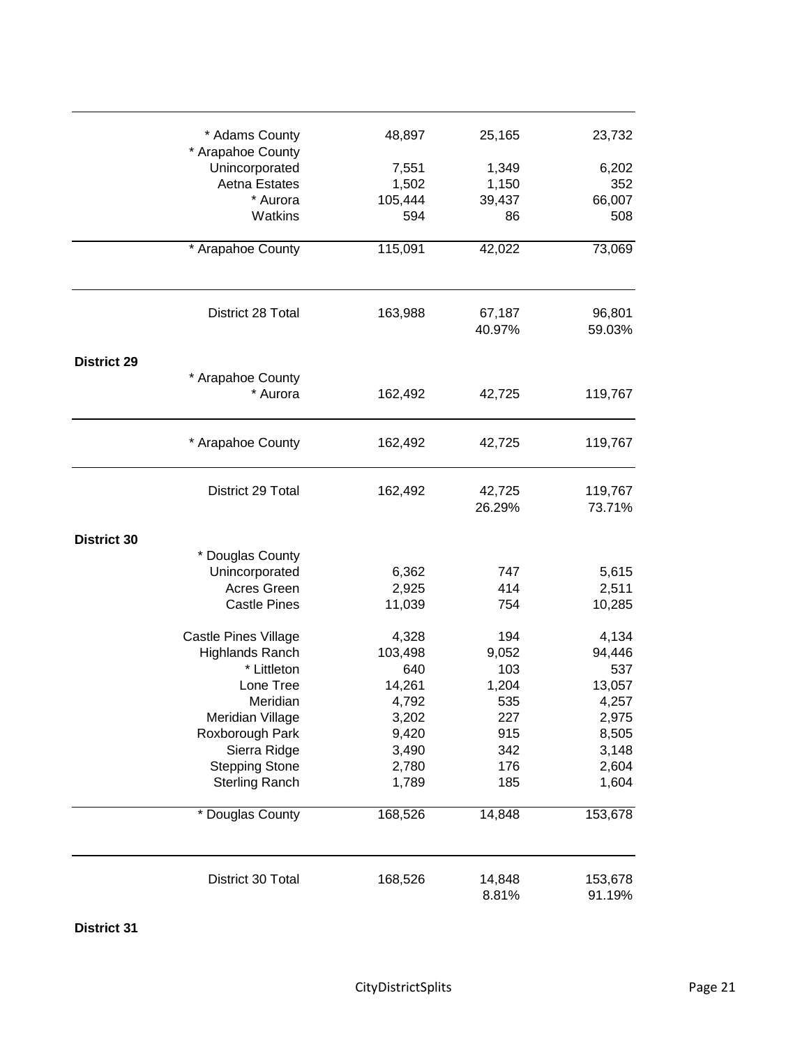| | | | | |
|---|---|---|---|---|
| | * Adams County | 48,897 | 25,165 | 23,732 |
| | * Arapahoe County | | | |
| | Unincorporated | 7,551 | 1,349 | 6,202 |
| | Aetna Estates | 1,502 | 1,150 | 352 |
| | * Aurora | 105,444 | 39,437 | 66,007 |
| | Watkins | 594 | 86 | 508 |
| | * Arapahoe County | 115,091 | 42,022 | 73,069 |
| | District 28 Total | 163,988 | 67,187<br>40.97% | 96,801<br>59.03% |
| **District 29** | | | | |
| | * Arapahoe County | | | |
| | * Aurora | 162,492 | 42,725 | 119,767 |
| | * Arapahoe County | 162,492 | 42,725 | 119,767 |
| | District 29 Total | 162,492 | 42,725<br>26.29% | 119,767<br>73.71% |
| **District 30** | | | | |
| | * Douglas County | | | |
| | Unincorporated | 6,362 | 747 | 5,615 |
| | Acres Green | 2,925 | 414 | 2,511 |
| | Castle Pines | 11,039 | 754 | 10,285 |
| | Castle Pines Village | 4,328 | 194 | 4,134 |
| | Highlands Ranch | 103,498 | 9,052 | 94,446 |
| | * Littleton | 640 | 103 | 537 |
| | Lone Tree | 14,261 | 1,204 | 13,057 |
| | Meridian | 4,792 | 535 | 4,257 |
| | Meridian Village | 3,202 | 227 | 2,975 |
| | Roxborough Park | 9,420 | 915 | 8,505 |
| | Sierra Ridge | 3,490 | 342 | 3,148 |
| | Stepping Stone | 2,780 | 176 | 2,604 |
| | Sterling Ranch | 1,789 | 185 | 1,604 |
| | * Douglas County | 168,526 | 14,848 | 153,678 |
| | District 30 Total | 168,526 | 14,848<br>8.81% | 153,678<br>91.19% |
| **District 31** | | | | |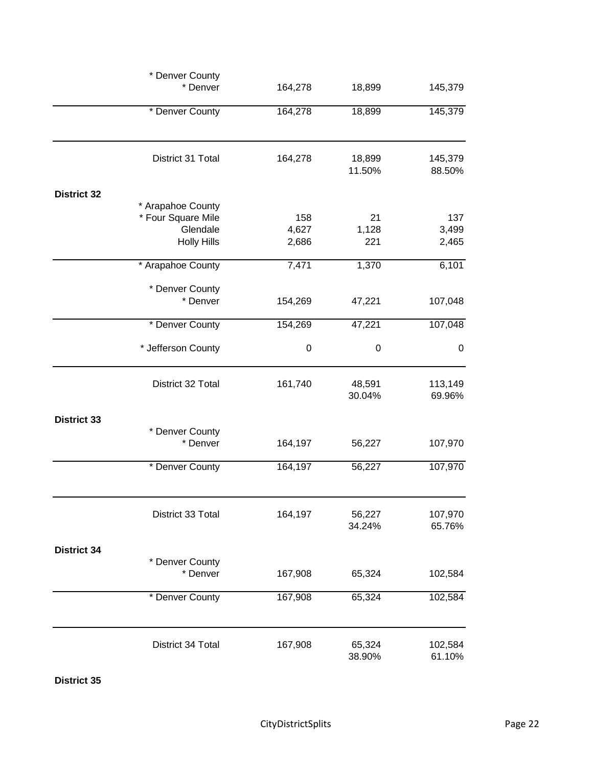| | | | | |
|---|---|---|---|---|
| | * Denver County | | | |
| | * Denver | 164,278 | 18,899 | 145,379 |
| | * Denver County | 164,278 | 18,899 | 145,379 |
| | District 31 Total | 164,278 | 18,899 | 145,379 |
| | | | 11.50% | 88.50% |
| **District 32** | | | | |
| | * Arapahoe County | | | |
| | * Four Square Mile | 158 | 21 | 137 |
| | Glendale | 4,627 | 1,128 | 3,499 |
| | Holly Hills | 2,686 | 221 | 2,465 |
| | * Arapahoe County | 7,471 | 1,370 | 6,101 |
| | * Denver County | | | |
| | * Denver | 154,269 | 47,221 | 107,048 |
| | * Denver County | 154,269 | 47,221 | 107,048 |
| | * Jefferson County | 0 | 0 | 0 |
| | District 32 Total | 161,740 | 48,591 | 113,149 |
| | | | 30.04% | 69.96% |
| **District 33** | | | | |
| | * Denver County | | | |
| | * Denver | 164,197 | 56,227 | 107,970 |
| | * Denver County | 164,197 | 56,227 | 107,970 |
| | District 33 Total | 164,197 | 56,227 | 107,970 |
| | | | 34.24% | 65.76% |
| **District 34** | | | | |
| | * Denver County | | | |
| | * Denver | 167,908 | 65,324 | 102,584 |
| | * Denver County | 167,908 | 65,324 | 102,584 |
| | District 34 Total | 167,908 | 65,324 | 102,584 |
| | | | 38.90% | 61.10% |
| **District 35** | | | | |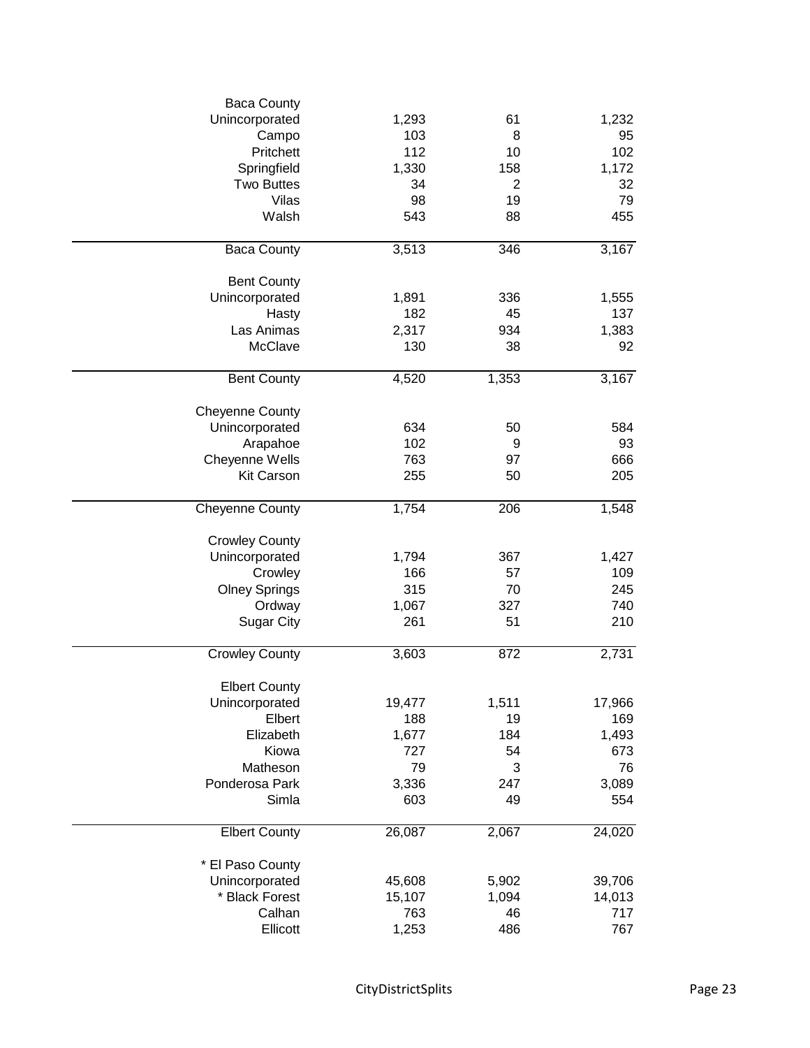| | | | |
|---|---|---|---|
| Baca County | | | |
| Unincorporated | 1,293 | 61 | 1,232 |
| Campo | 103 | 8 | 95 |
| Pritchett | 112 | 10 | 102 |
| Springfield | 1,330 | 158 | 1,172 |
| Two Buttes | 34 | 2 | 32 |
| Vilas | 98 | 19 | 79 |
| Walsh | 543 | 88 | 455 |
| Baca County | 3,513 | 346 | 3,167 |
| Bent County | | | |
| Unincorporated | 1,891 | 336 | 1,555 |
| Hasty | 182 | 45 | 137 |
| Las Animas | 2,317 | 934 | 1,383 |
| McClave | 130 | 38 | 92 |
| Bent County | 4,520 | 1,353 | 3,167 |
| Cheyenne County | | | |
| Unincorporated | 634 | 50 | 584 |
| Arapahoe | 102 | 9 | 93 |
| Cheyenne Wells | 763 | 97 | 666 |
| Kit Carson | 255 | 50 | 205 |
| Cheyenne County | 1,754 | 206 | 1,548 |
| Crowley County | | | |
| Unincorporated | 1,794 | 367 | 1,427 |
| Crowley | 166 | 57 | 109 |
| Olney Springs | 315 | 70 | 245 |
| Ordway | 1,067 | 327 | 740 |
| Sugar City | 261 | 51 | 210 |
| Crowley County | 3,603 | 872 | 2,731 |
| Elbert County | | | |
| Unincorporated | 19,477 | 1,511 | 17,966 |
| Elbert | 188 | 19 | 169 |
| Elizabeth | 1,677 | 184 | 1,493 |
| Kiowa | 727 | 54 | 673 |
| Matheson | 79 | 3 | 76 |
| Ponderosa Park | 3,336 | 247 | 3,089 |
| Simla | 603 | 49 | 554 |
| Elbert County | 26,087 | 2,067 | 24,020 |
| * El Paso County | | | |
| Unincorporated | 45,608 | 5,902 | 39,706 |
| * Black Forest | 15,107 | 1,094 | 14,013 |
| Calhan | 763 | 46 | 717 |
| Ellicott | 1,253 | 486 | 767 |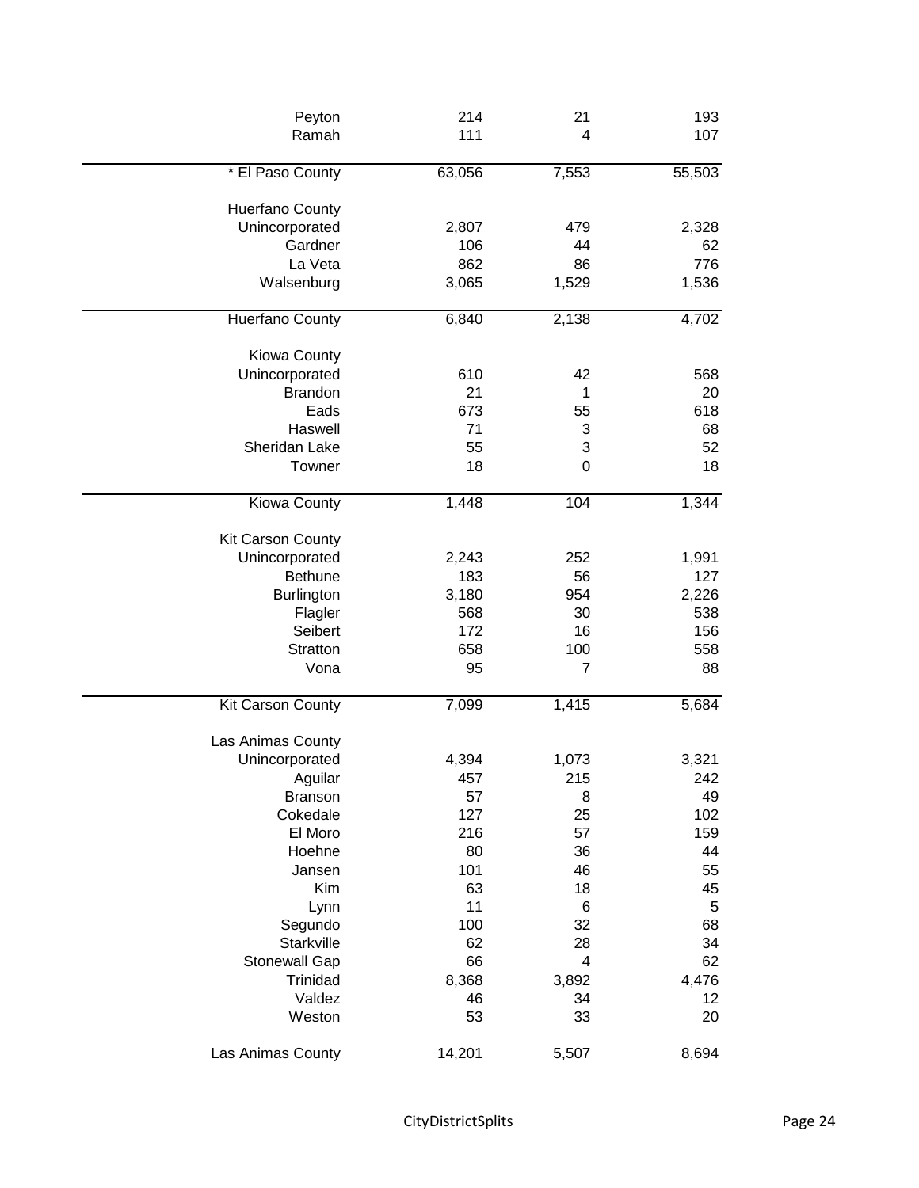| | | | |
|---|---|---|---|
| Peyton | 214 | 21 | 193 |
| Ramah | 111 | 4 | 107 |
| * El Paso County | 63,056 | 7,553 | 55,503 |
| Huerfano County | | | |
| Unincorporated | 2,807 | 479 | 2,328 |
| Gardner | 106 | 44 | 62 |
| La Veta | 862 | 86 | 776 |
| Walsenburg | 3,065 | 1,529 | 1,536 |
| Huerfano County | 6,840 | 2,138 | 4,702 |
| Kiowa County | | | |
| Unincorporated | 610 | 42 | 568 |
| Brandon | 21 | 1 | 20 |
| Eads | 673 | 55 | 618 |
| Haswell | 71 | 3 | 68 |
| Sheridan Lake | 55 | 3 | 52 |
| Towner | 18 | 0 | 18 |
| Kiowa County | 1,448 | 104 | 1,344 |
| Kit Carson County | | | |
| Unincorporated | 2,243 | 252 | 1,991 |
| Bethune | 183 | 56 | 127 |
| Burlington | 3,180 | 954 | 2,226 |
| Flagler | 568 | 30 | 538 |
| Seibert | 172 | 16 | 156 |
| Stratton | 658 | 100 | 558 |
| Vona | 95 | 7 | 88 |
| Kit Carson County | 7,099 | 1,415 | 5,684 |
| Las Animas County | | | |
| Unincorporated | 4,394 | 1,073 | 3,321 |
| Aguilar | 457 | 215 | 242 |
| Branson | 57 | 8 | 49 |
| Cokedale | 127 | 25 | 102 |
| El Moro | 216 | 57 | 159 |
| Hoehne | 80 | 36 | 44 |
| Jansen | 101 | 46 | 55 |
| Kim | 63 | 18 | 45 |
| Lynn | 11 | 6 | 5 |
| Segundo | 100 | 32 | 68 |
| Starkville | 62 | 28 | 34 |
| Stonewall Gap | 66 | 4 | 62 |
| Trinidad | 8,368 | 3,892 | 4,476 |
| Valdez | 46 | 34 | 12 |
| Weston | 53 | 33 | 20 |
| Las Animas County | 14,201 | 5,507 | 8,694 |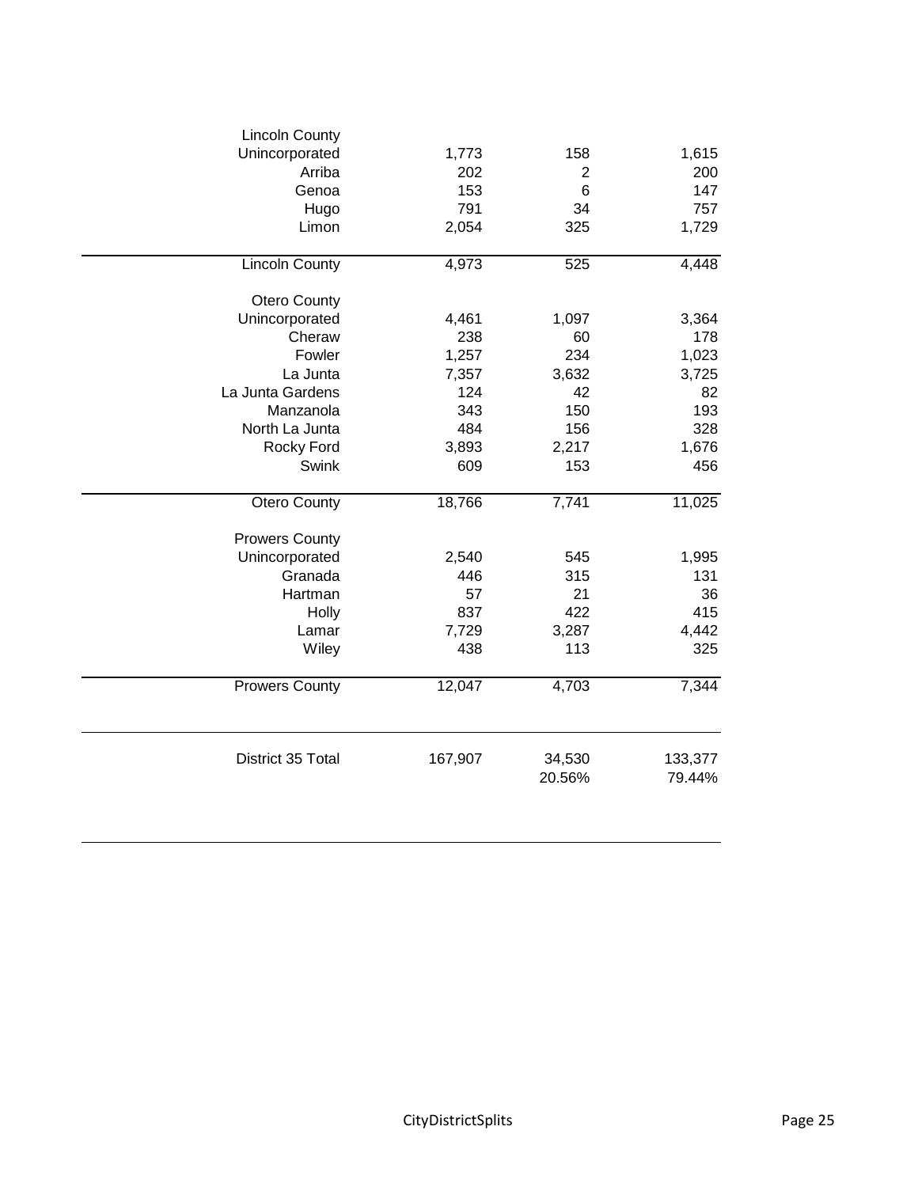| | | | |
|---|---|---|---|
| Lincoln County | | | |
| Unincorporated | 1,773 | 158 | 1,615 |
| Arriba | 202 | 2 | 200 |
| Genoa | 153 | 6 | 147 |
| Hugo | 791 | 34 | 757 |
| Limon | 2,054 | 325 | 1,729 |
| Lincoln County | 4,973 | 525 | 4,448 |
| Otero County | | | |
| Unincorporated | 4,461 | 1,097 | 3,364 |
| Cheraw | 238 | 60 | 178 |
| Fowler | 1,257 | 234 | 1,023 |
| La Junta | 7,357 | 3,632 | 3,725 |
| La Junta Gardens | 124 | 42 | 82 |
| Manzanola | 343 | 150 | 193 |
| North La Junta | 484 | 156 | 328 |
| Rocky Ford | 3,893 | 2,217 | 1,676 |
| Swink | 609 | 153 | 456 |
| Otero County | 18,766 | 7,741 | 11,025 |
| Prowers County | | | |
| Unincorporated | 2,540 | 545 | 1,995 |
| Granada | 446 | 315 | 131 |
| Hartman | 57 | 21 | 36 |
| Holly | 837 | 422 | 415 |
| Lamar | 7,729 | 3,287 | 4,442 |
| Wiley | 438 | 113 | 325 |
| Prowers County | 12,047 | 4,703 | 7,344 |
| District 35 Total | 167,907 | 34,530 | 133,377 |
| | | 20.56% | 79.44% |